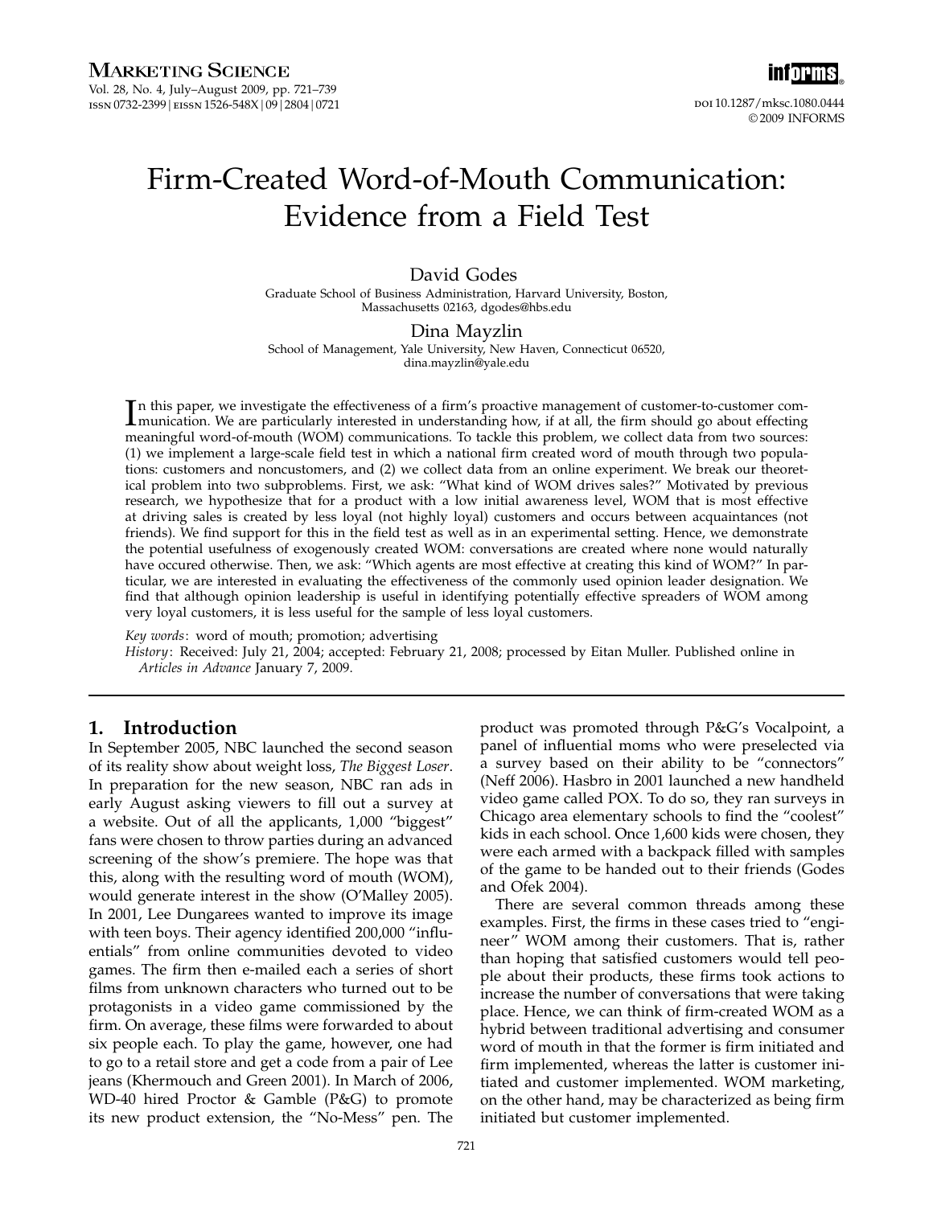# Firm-Created Word-of-Mouth Communication: Evidence from a Field Test

David Godes
Graduate School of Business Administration, Harvard University, Boston, Massachusetts 02163, dgodes@hbs.edu

Dina Mayzlin
School of Management, Yale University, New Haven, Connecticut 06520, dina.mayzlin@yale.edu

In this paper, we investigate the effectiveness of a firm's proactive management of customer-to-customer communication. We are particularly interested in understanding how, if at all, the firm should go about effecting meaningful word-of-mouth (WOM) communications. To tackle this problem, we collect data from two sources: (1) we implement a large-scale field test in which a national firm created word of mouth through two populations: customers and noncustomers, and (2) we collect data from an online experiment. We break our theoretical problem into two subproblems. First, we ask: "What kind of WOM drives sales?" Motivated by previous research, we hypothesize that for a product with a low initial awareness level, WOM that is most effective at driving sales is created by less loyal (not highly loyal) customers and occurs between acquaintances (not friends). We find support for this in the field test as well as in an experimental setting. Hence, we demonstrate the potential usefulness of exogenously created WOM: conversations are created where none would naturally have occured otherwise. Then, we ask: "Which agents are most effective at creating this kind of WOM?" In particular, we are interested in evaluating the effectiveness of the commonly used opinion leader designation. We find that although opinion leadership is useful in identifying potentially effective spreaders of WOM among very loyal customers, it is less useful for the sample of less loyal customers.

*Key words*: word of mouth; promotion; advertising
*History*: Received: July 21, 2004; accepted: February 21, 2008; processed by Eitan Muller. Published online in *Articles in Advance* January 7, 2009.

## 1. Introduction

In September 2005, NBC launched the second season of its reality show about weight loss, *The Biggest Loser*. In preparation for the new season, NBC ran ads in early August asking viewers to fill out a survey at a website. Out of all the applicants, 1,000 "biggest" fans were chosen to throw parties during an advanced screening of the show's premiere. The hope was that this, along with the resulting word of mouth (WOM), would generate interest in the show (O'Malley 2005). In 2001, Lee Dungarees wanted to improve its image with teen boys. Their agency identified 200,000 "influentials" from online communities devoted to video games. The firm then e-mailed each a series of short films from unknown characters who turned out to be protagonists in a video game commissioned by the firm. On average, these films were forwarded to about six people each. To play the game, however, one had to go to a retail store and get a code from a pair of Lee jeans (Khermouch and Green 2001). In March of 2006, WD-40 hired Proctor & Gamble (P&G) to promote its new product extension, the "No-Mess" pen. The product was promoted through P&G's Vocalpoint, a panel of influential moms who were preselected via a survey based on their ability to be "connectors" (Neff 2006). Hasbro in 2001 launched a new handheld video game called POX. To do so, they ran surveys in Chicago area elementary schools to find the "coolest" kids in each school. Once 1,600 kids were chosen, they were each armed with a backpack filled with samples of the game to be handed out to their friends (Godes and Ofek 2004).

There are several common threads among these examples. First, the firms in these cases tried to "engineer" WOM among their customers. That is, rather than hoping that satisfied customers would tell people about their products, these firms took actions to increase the number of conversations that were taking place. Hence, we can think of firm-created WOM as a hybrid between traditional advertising and consumer word of mouth in that the former is firm initiated and firm implemented, whereas the latter is customer initiated and customer implemented. WOM marketing, on the other hand, may be characterized as being firm initiated but customer implemented.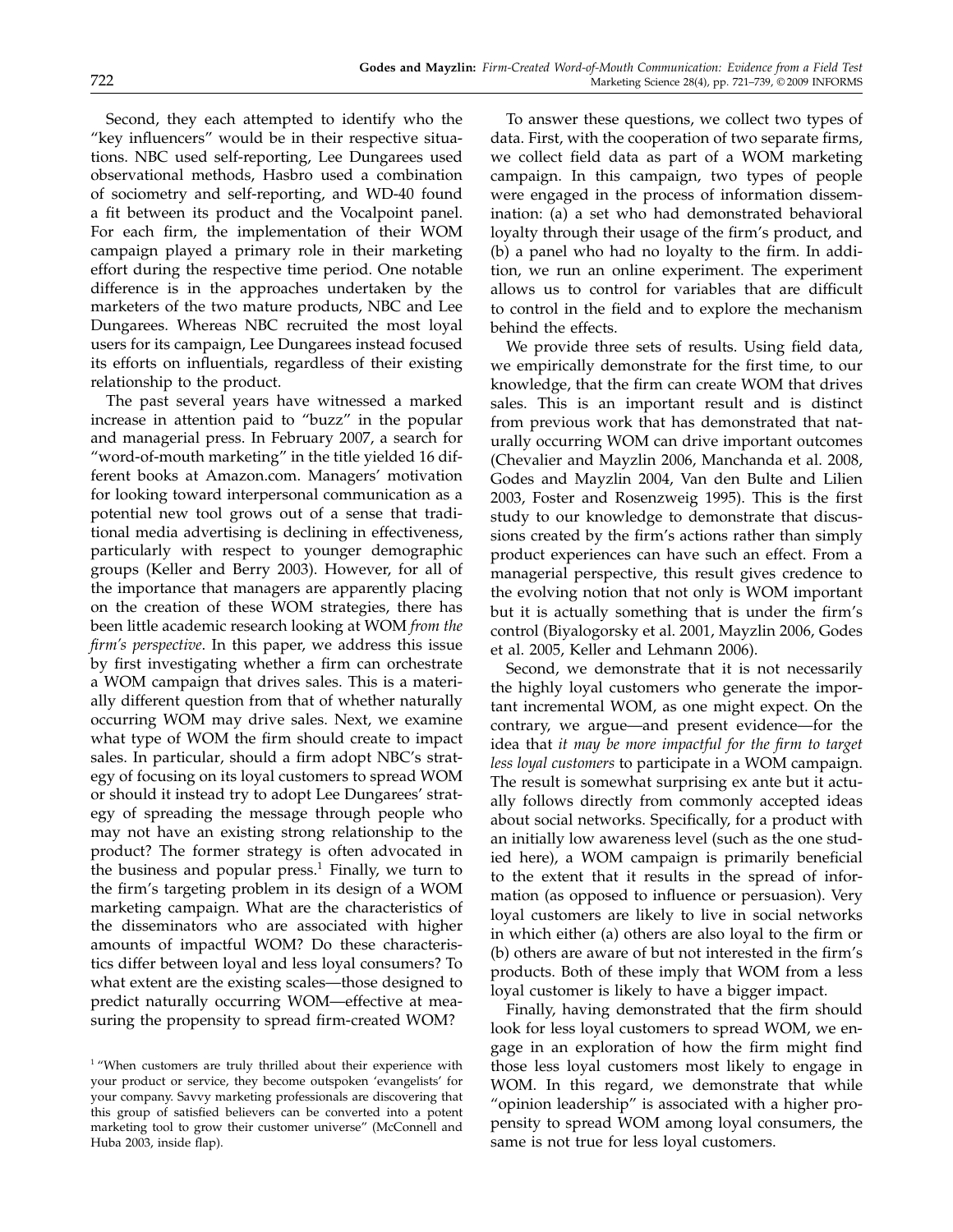Second, they each attempted to identify who the "key influencers" would be in their respective situations. NBC used self-reporting, Lee Dungarees used observational methods, Hasbro used a combination of sociometry and self-reporting, and WD-40 found a fit between its product and the Vocalpoint panel. For each firm, the implementation of their WOM campaign played a primary role in their marketing effort during the respective time period. One notable difference is in the approaches undertaken by the marketers of the two mature products, NBC and Lee Dungarees. Whereas NBC recruited the most loyal users for its campaign, Lee Dungarees instead focused its efforts on influentials, regardless of their existing relationship to the product.

The past several years have witnessed a marked increase in attention paid to "buzz" in the popular and managerial press. In February 2007, a search for "word-of-mouth marketing" in the title yielded 16 different books at Amazon.com. Managers' motivation for looking toward interpersonal communication as a potential new tool grows out of a sense that traditional media advertising is declining in effectiveness, particularly with respect to younger demographic groups (Keller and Berry 2003). However, for all of the importance that managers are apparently placing on the creation of these WOM strategies, there has been little academic research looking at WOM *from the firm's perspective*. In this paper, we address this issue by first investigating whether a firm can orchestrate a WOM campaign that drives sales. This is a materially different question from that of whether naturally occurring WOM may drive sales. Next, we examine what type of WOM the firm should create to impact sales. In particular, should a firm adopt NBC's strategy of focusing on its loyal customers to spread WOM or should it instead try to adopt Lee Dungarees' strategy of spreading the message through people who may not have an existing strong relationship to the product? The former strategy is often advocated in the business and popular press.[1] Finally, we turn to the firm's targeting problem in its design of a WOM marketing campaign. What are the characteristics of the disseminators who are associated with higher amounts of impactful WOM? Do these characteristics differ between loyal and less loyal consumers? To what extent are the existing scales—those designed to predict naturally occurring WOM—effective at measuring the propensity to spread firm-created WOM?

To answer these questions, we collect two types of data. First, with the cooperation of two separate firms, we collect field data as part of a WOM marketing campaign. In this campaign, two types of people were engaged in the process of information dissemination: (a) a set who had demonstrated behavioral loyalty through their usage of the firm's product, and (b) a panel who had no loyalty to the firm. In addition, we run an online experiment. The experiment allows us to control for variables that are difficult to control in the field and to explore the mechanism behind the effects.

We provide three sets of results. Using field data, we empirically demonstrate for the first time, to our knowledge, that the firm can create WOM that drives sales. This is an important result and is distinct from previous work that has demonstrated that naturally occurring WOM can drive important outcomes (Chevalier and Mayzlin 2006, Manchanda et al. 2008, Godes and Mayzlin 2004, Van den Bulte and Lilien 2003, Foster and Rosenzweig 1995). This is the first study to our knowledge to demonstrate that discussions created by the firm's actions rather than simply product experiences can have such an effect. From a managerial perspective, this result gives credence to the evolving notion that not only is WOM important but it is actually something that is under the firm's control (Biyalogorsky et al. 2001, Mayzlin 2006, Godes et al. 2005, Keller and Lehmann 2006).

Second, we demonstrate that it is not necessarily the highly loyal customers who generate the important incremental WOM, as one might expect. On the contrary, we argue—and present evidence—for the idea that *it may be more impactful for the firm to target less loyal customers* to participate in a WOM campaign. The result is somewhat surprising ex ante but it actually follows directly from commonly accepted ideas about social networks. Specifically, for a product with an initially low awareness level (such as the one studied here), a WOM campaign is primarily beneficial to the extent that it results in the spread of information (as opposed to influence or persuasion). Very loyal customers are likely to live in social networks in which either (a) others are also loyal to the firm or (b) others are aware of but not interested in the firm's products. Both of these imply that WOM from a less loyal customer is likely to have a bigger impact.

Finally, having demonstrated that the firm should look for less loyal customers to spread WOM, we engage in an exploration of how the firm might find those less loyal customers most likely to engage in WOM. In this regard, we demonstrate that while "opinion leadership" is associated with a higher propensity to spread WOM among loyal consumers, the same is not true for less loyal customers.

[1] "When customers are truly thrilled about their experience with your product or service, they become outspoken 'evangelists' for your company. Savvy marketing professionals are discovering that this group of satisfied believers can be converted into a potent marketing tool to grow their customer universe" (McConnell and Huba 2003, inside flap).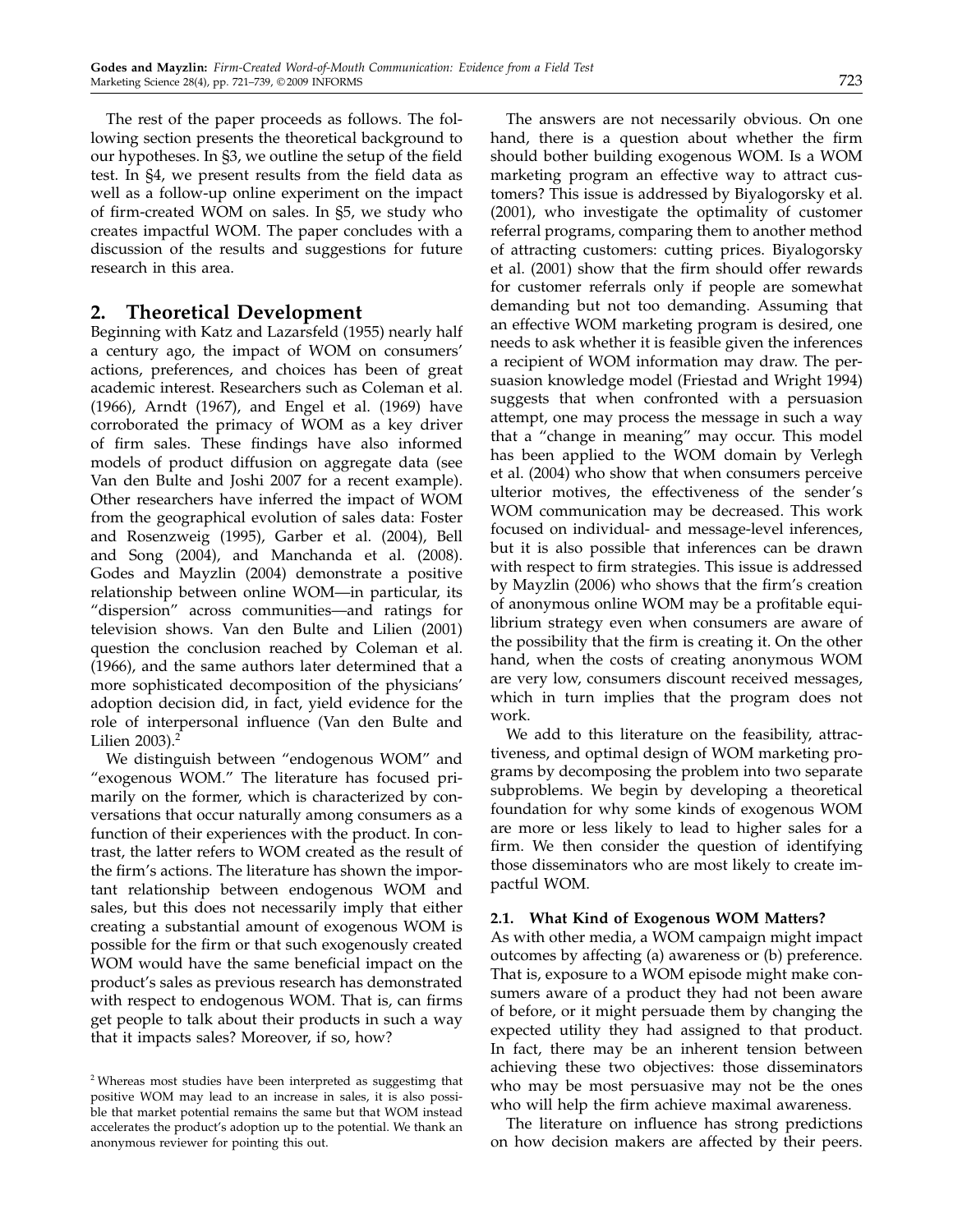The rest of the paper proceeds as follows. The following section presents the theoretical background to our hypotheses. In §3, we outline the setup of the field test. In §4, we present results from the field data as well as a follow-up online experiment on the impact of firm-created WOM on sales. In §5, we study who creates impactful WOM. The paper concludes with a discussion of the results and suggestions for future research in this area.

## 2. Theoretical Development

Beginning with Katz and Lazarsfeld (1955) nearly half a century ago, the impact of WOM on consumers' actions, preferences, and choices has been of great academic interest. Researchers such as Coleman et al. (1966), Arndt (1967), and Engel et al. (1969) have corroborated the primacy of WOM as a key driver of firm sales. These findings have also informed models of product diffusion on aggregate data (see Van den Bulte and Joshi 2007 for a recent example). Other researchers have inferred the impact of WOM from the geographical evolution of sales data: Foster and Rosenzweig (1995), Garber et al. (2004), Bell and Song (2004), and Manchanda et al. (2008). Godes and Mayzlin (2004) demonstrate a positive relationship between online WOM—in particular, its "dispersion" across communities—and ratings for television shows. Van den Bulte and Lilien (2001) question the conclusion reached by Coleman et al. (1966), and the same authors later determined that a more sophisticated decomposition of the physicians' adoption decision did, in fact, yield evidence for the role of interpersonal influence (Van den Bulte and Lilien 2003).[2]

We distinguish between "endogenous WOM" and "exogenous WOM." The literature has focused primarily on the former, which is characterized by conversations that occur naturally among consumers as a function of their experiences with the product. In contrast, the latter refers to WOM created as the result of the firm's actions. The literature has shown the important relationship between endogenous WOM and sales, but this does not necessarily imply that either creating a substantial amount of exogenous WOM is possible for the firm or that such exogenously created WOM would have the same beneficial impact on the product's sales as previous research has demonstrated with respect to endogenous WOM. That is, can firms get people to talk about their products in such a way that it impacts sales? Moreover, if so, how?

The answers are not necessarily obvious. On one hand, there is a question about whether the firm should bother building exogenous WOM. Is a WOM marketing program an effective way to attract customers? This issue is addressed by Biyalogorsky et al. (2001), who investigate the optimality of customer referral programs, comparing them to another method of attracting customers: cutting prices. Biyalogorsky et al. (2001) show that the firm should offer rewards for customer referrals only if people are somewhat demanding but not too demanding. Assuming that an effective WOM marketing program is desired, one needs to ask whether it is feasible given the inferences a recipient of WOM information may draw. The persuasion knowledge model (Friestad and Wright 1994) suggests that when confronted with a persuasion attempt, one may process the message in such a way that a "change in meaning" may occur. This model has been applied to the WOM domain by Verlegh et al. (2004) who show that when consumers perceive ulterior motives, the effectiveness of the sender's WOM communication may be decreased. This work focused on individual- and message-level inferences, but it is also possible that inferences can be drawn with respect to firm strategies. This issue is addressed by Mayzlin (2006) who shows that the firm's creation of anonymous online WOM may be a profitable equilibrium strategy even when consumers are aware of the possibility that the firm is creating it. On the other hand, when the costs of creating anonymous WOM are very low, consumers discount received messages, which in turn implies that the program does not work.

We add to this literature on the feasibility, attractiveness, and optimal design of WOM marketing programs by decomposing the problem into two separate subproblems. We begin by developing a theoretical foundation for why some kinds of exogenous WOM are more or less likely to lead to higher sales for a firm. We then consider the question of identifying those disseminators who are most likely to create impactful WOM.

### 2.1. What Kind of Exogenous WOM Matters?

As with other media, a WOM campaign might impact outcomes by affecting (a) awareness or (b) preference. That is, exposure to a WOM episode might make consumers aware of a product they had not been aware of before, or it might persuade them by changing the expected utility they had assigned to that product. In fact, there may be an inherent tension between achieving these two objectives: those disseminators who may be most persuasive may not be the ones who will help the firm achieve maximal awareness.

The literature on influence has strong predictions on how decision makers are affected by their peers.

[2] Whereas most studies have been interpreted as suggestimg that positive WOM may lead to an increase in sales, it is also possible that market potential remains the same but that WOM instead accelerates the product's adoption up to the potential. We thank an anonymous reviewer for pointing this out.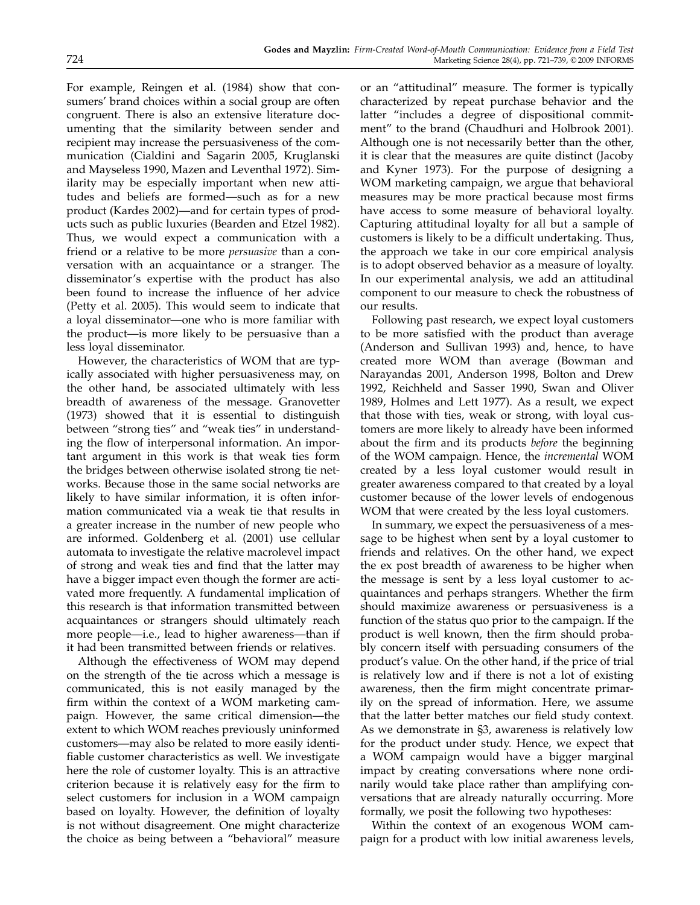For example, Reingen et al. (1984) show that consumers' brand choices within a social group are often congruent. There is also an extensive literature documenting that the similarity between sender and recipient may increase the persuasiveness of the communication (Cialdini and Sagarin 2005, Kruglanski and Mayseless 1990, Mazen and Leventhal 1972). Similarity may be especially important when new attitudes and beliefs are formed—such as for a new product (Kardes 2002)—and for certain types of products such as public luxuries (Bearden and Etzel 1982). Thus, we would expect a communication with a friend or a relative to be more *persuasive* than a conversation with an acquaintance or a stranger. The disseminator's expertise with the product has also been found to increase the influence of her advice (Petty et al. 2005). This would seem to indicate that a loyal disseminator—one who is more familiar with the product—is more likely to be persuasive than a less loyal disseminator.

However, the characteristics of WOM that are typically associated with higher persuasiveness may, on the other hand, be associated ultimately with less breadth of awareness of the message. Granovetter (1973) showed that it is essential to distinguish between "strong ties" and "weak ties" in understanding the flow of interpersonal information. An important argument in this work is that weak ties form the bridges between otherwise isolated strong tie networks. Because those in the same social networks are likely to have similar information, it is often information communicated via a weak tie that results in a greater increase in the number of new people who are informed. Goldenberg et al. (2001) use cellular automata to investigate the relative macrolevel impact of strong and weak ties and find that the latter may have a bigger impact even though the former are activated more frequently. A fundamental implication of this research is that information transmitted between acquaintances or strangers should ultimately reach more people—i.e., lead to higher awareness—than if it had been transmitted between friends or relatives.

Although the effectiveness of WOM may depend on the strength of the tie across which a message is communicated, this is not easily managed by the firm within the context of a WOM marketing campaign. However, the same critical dimension—the extent to which WOM reaches previously uninformed customers—may also be related to more easily identifiable customer characteristics as well. We investigate here the role of customer loyalty. This is an attractive criterion because it is relatively easy for the firm to select customers for inclusion in a WOM campaign based on loyalty. However, the definition of loyalty is not without disagreement. One might characterize the choice as being between a "behavioral" measure or an "attitudinal" measure. The former is typically characterized by repeat purchase behavior and the latter "includes a degree of dispositional commitment" to the brand (Chaudhuri and Holbrook 2001). Although one is not necessarily better than the other, it is clear that the measures are quite distinct (Jacoby and Kyner 1973). For the purpose of designing a WOM marketing campaign, we argue that behavioral measures may be more practical because most firms have access to some measure of behavioral loyalty. Capturing attitudinal loyalty for all but a sample of customers is likely to be a difficult undertaking. Thus, the approach we take in our core empirical analysis is to adopt observed behavior as a measure of loyalty. In our experimental analysis, we add an attitudinal component to our measure to check the robustness of our results.

Following past research, we expect loyal customers to be more satisfied with the product than average (Anderson and Sullivan 1993) and, hence, to have created more WOM than average (Bowman and Narayandas 2001, Anderson 1998, Bolton and Drew 1992, Reichheld and Sasser 1990, Swan and Oliver 1989, Holmes and Lett 1977). As a result, we expect that those with ties, weak or strong, with loyal customers are more likely to already have been informed about the firm and its products *before* the beginning of the WOM campaign. Hence, the *incremental* WOM created by a less loyal customer would result in greater awareness compared to that created by a loyal customer because of the lower levels of endogenous WOM that were created by the less loyal customers.

In summary, we expect the persuasiveness of a message to be highest when sent by a loyal customer to friends and relatives. On the other hand, we expect the ex post breadth of awareness to be higher when the message is sent by a less loyal customer to acquaintances and perhaps strangers. Whether the firm should maximize awareness or persuasiveness is a function of the status quo prior to the campaign. If the product is well known, then the firm should probably concern itself with persuading consumers of the product's value. On the other hand, if the price of trial is relatively low and if there is not a lot of existing awareness, then the firm might concentrate primarily on the spread of information. Here, we assume that the latter better matches our field study context. As we demonstrate in §3, awareness is relatively low for the product under study. Hence, we expect that a WOM campaign would have a bigger marginal impact by creating conversations where none ordinarily would take place rather than amplifying conversations that are already naturally occurring. More formally, we posit the following two hypotheses:

Within the context of an exogenous WOM campaign for a product with low initial awareness levels,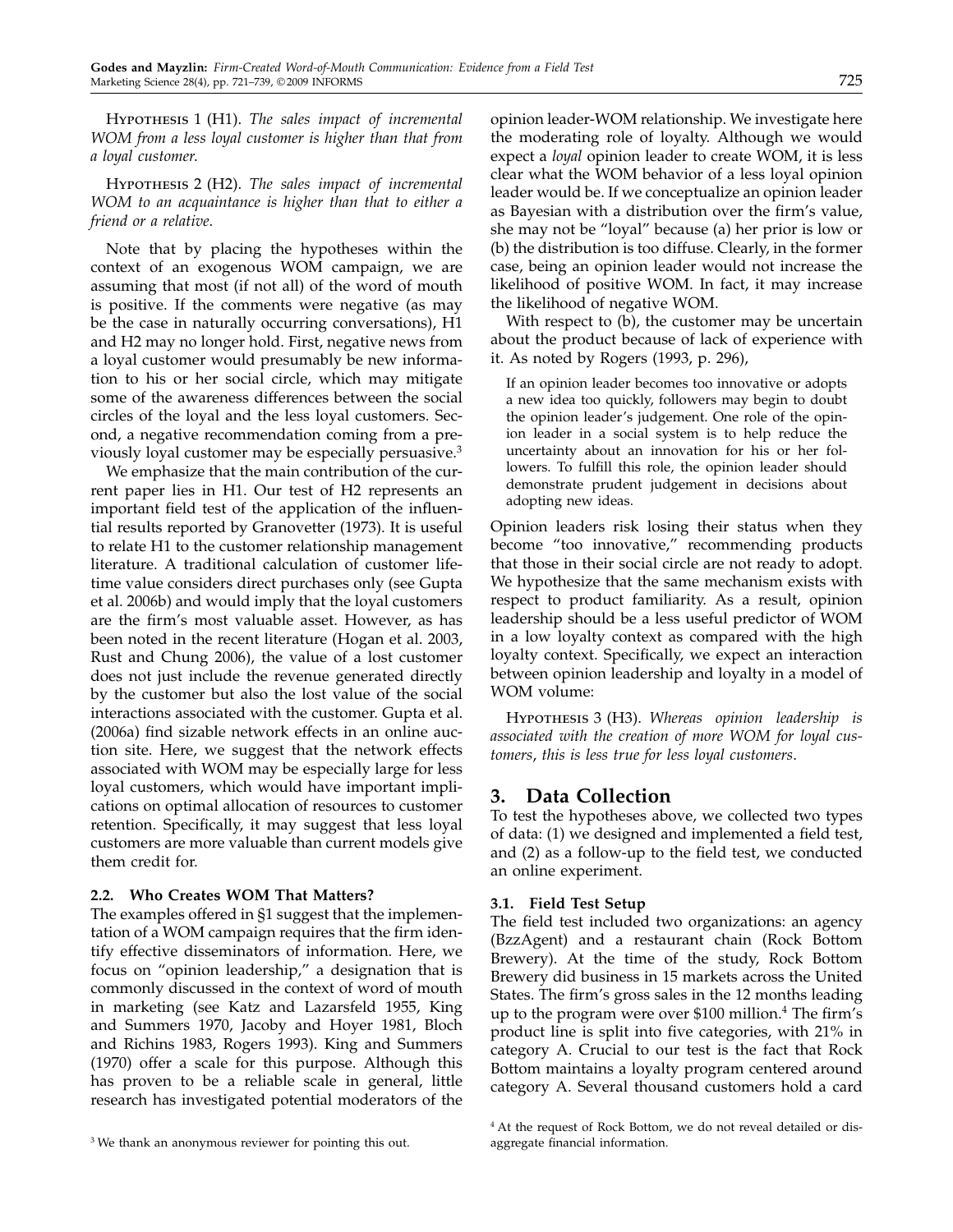**Hypothesis 1 (H1).** *The sales impact of incremental WOM from a less loyal customer is higher than that from a loyal customer.*

**Hypothesis 2 (H2).** *The sales impact of incremental WOM to an acquaintance is higher than that to either a friend or a relative.*

Note that by placing the hypotheses within the context of an exogenous WOM campaign, we are assuming that most (if not all) of the word of mouth is positive. If the comments were negative (as may be the case in naturally occurring conversations), H1 and H2 may no longer hold. First, negative news from a loyal customer would presumably be new information to his or her social circle, which may mitigate some of the awareness differences between the social circles of the loyal and the less loyal customers. Second, a negative recommendation coming from a previously loyal customer may be especially persuasive.[3]

We emphasize that the main contribution of the current paper lies in H1. Our test of H2 represents an important field test of the application of the influential results reported by Granovetter (1973). It is useful to relate H1 to the customer relationship management literature. A traditional calculation of customer lifetime value considers direct purchases only (see Gupta et al. 2006b) and would imply that the loyal customers are the firm's most valuable asset. However, as has been noted in the recent literature (Hogan et al. 2003, Rust and Chung 2006), the value of a lost customer does not just include the revenue generated directly by the customer but also the lost value of the social interactions associated with the customer. Gupta et al. (2006a) find sizable network effects in an online auction site. Here, we suggest that the network effects associated with WOM may be especially large for less loyal customers, which would have important implications on optimal allocation of resources to customer retention. Specifically, it may suggest that less loyal customers are more valuable than current models give them credit for.

### 2.2. Who Creates WOM That Matters?

The examples offered in §1 suggest that the implementation of a WOM campaign requires that the firm identify effective disseminators of information. Here, we focus on "opinion leadership," a designation that is commonly discussed in the context of word of mouth in marketing (see Katz and Lazarsfeld 1955, King and Summers 1970, Jacoby and Hoyer 1981, Bloch and Richins 1983, Rogers 1993). King and Summers (1970) offer a scale for this purpose. Although this has proven to be a reliable scale in general, little research has investigated potential moderators of the opinion leader-WOM relationship. We investigate here the moderating role of loyalty. Although we would expect a *loyal* opinion leader to create WOM, it is less clear what the WOM behavior of a less loyal opinion leader would be. If we conceptualize an opinion leader as Bayesian with a distribution over the firm's value, she may not be "loyal" because (a) her prior is low or (b) the distribution is too diffuse. Clearly, in the former case, being an opinion leader would not increase the likelihood of positive WOM. In fact, it may increase the likelihood of negative WOM.

With respect to (b), the customer may be uncertain about the product because of lack of experience with it. As noted by Rogers (1993, p. 296),

> If an opinion leader becomes too innovative or adopts a new idea too quickly, followers may begin to doubt the opinion leader's judgement. One role of the opinion leader in a social system is to help reduce the uncertainty about an innovation for his or her followers. To fulfill this role, the opinion leader should demonstrate prudent judgement in decisions about adopting new ideas.

Opinion leaders risk losing their status when they become "too innovative," recommending products that those in their social circle are not ready to adopt. We hypothesize that the same mechanism exists with respect to product familiarity. As a result, opinion leadership should be a less useful predictor of WOM in a low loyalty context as compared with the high loyalty context. Specifically, we expect an interaction between opinion leadership and loyalty in a model of WOM volume:

**Hypothesis 3 (H3).** *Whereas opinion leadership is associated with the creation of more WOM for loyal customers, this is less true for less loyal customers.*

## 3. Data Collection

To test the hypotheses above, we collected two types of data: (1) we designed and implemented a field test, and (2) as a follow-up to the field test, we conducted an online experiment.

### 3.1. Field Test Setup

The field test included two organizations: an agency (BzzAgent) and a restaurant chain (Rock Bottom Brewery). At the time of the study, Rock Bottom Brewery did business in 15 markets across the United States. The firm's gross sales in the 12 months leading up to the program were over \$100 million.[4] The firm's product line is split into five categories, with 21% in category A. Crucial to our test is the fact that Rock Bottom maintains a loyalty program centered around category A. Several thousand customers hold a card

[3] We thank an anonymous reviewer for pointing this out.

[4] At the request of Rock Bottom, we do not reveal detailed or disaggregate financial information.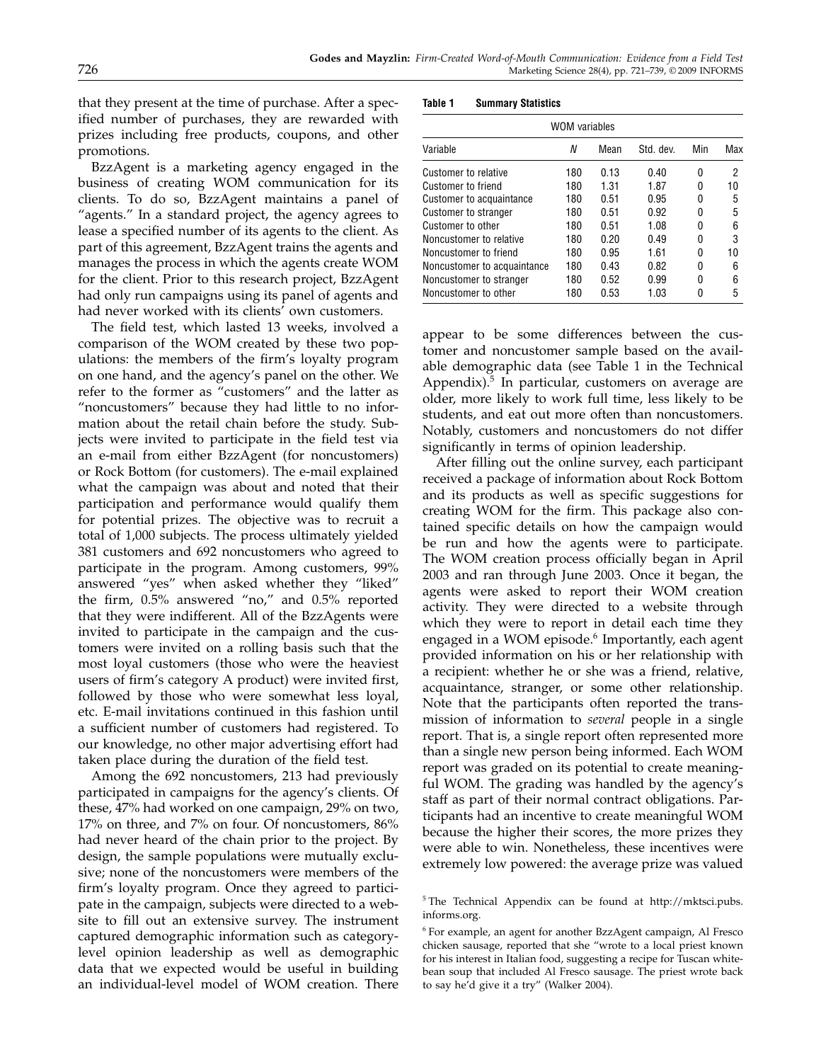that they present at the time of purchase. After a specified number of purchases, they are rewarded with prizes including free products, coupons, and other promotions.

BzzAgent is a marketing agency engaged in the business of creating WOM communication for its clients. To do so, BzzAgent maintains a panel of "agents." In a standard project, the agency agrees to lease a specified number of its agents to the client. As part of this agreement, BzzAgent trains the agents and manages the process in which the agents create WOM for the client. Prior to this research project, BzzAgent had only run campaigns using its panel of agents and had never worked with its clients' own customers.

The field test, which lasted 13 weeks, involved a comparison of the WOM created by these two populations: the members of the firm's loyalty program on one hand, and the agency's panel on the other. We refer to the former as "customers" and the latter as "noncustomers" because they had little to no information about the retail chain before the study. Subjects were invited to participate in the field test via an e-mail from either BzzAgent (for noncustomers) or Rock Bottom (for customers). The e-mail explained what the campaign was about and noted that their participation and performance would qualify them for potential prizes. The objective was to recruit a total of 1,000 subjects. The process ultimately yielded 381 customers and 692 noncustomers who agreed to participate in the program. Among customers, 99% answered "yes" when asked whether they "liked" the firm, 0.5% answered "no," and 0.5% reported that they were indifferent. All of the BzzAgents were invited to participate in the campaign and the customers were invited on a rolling basis such that the most loyal customers (those who were the heaviest users of firm's category A product) were invited first, followed by those who were somewhat less loyal, etc. E-mail invitations continued in this fashion until a sufficient number of customers had registered. To our knowledge, no other major advertising effort had taken place during the duration of the field test.

Among the 692 noncustomers, 213 had previously participated in campaigns for the agency's clients. Of these, 47% had worked on one campaign, 29% on two, 17% on three, and 7% on four. Of noncustomers, 86% had never heard of the chain prior to the project. By design, the sample populations were mutually exclusive; none of the noncustomers were members of the firm's loyalty program. Once they agreed to participate in the campaign, subjects were directed to a website to fill out an extensive survey. The instrument captured demographic information such as category-level opinion leadership as well as demographic data that we expected would be useful in building an individual-level model of WOM creation. There

**Table 1 Summary Statistics**

| WOM variables | | | | | |
|---|---|---|---|---|---|
| Variable | *N* | Mean | Std. dev. | Min | Max |
| Customer to relative | 180 | 0.13 | 0.40 | 0 | 2 |
| Customer to friend | 180 | 1.31 | 1.87 | 0 | 10 |
| Customer to acquaintance | 180 | 0.51 | 0.95 | 0 | 5 |
| Customer to stranger | 180 | 0.51 | 0.92 | 0 | 5 |
| Customer to other | 180 | 0.51 | 1.08 | 0 | 6 |
| Noncustomer to relative | 180 | 0.20 | 0.49 | 0 | 3 |
| Noncustomer to friend | 180 | 0.95 | 1.61 | 0 | 10 |
| Noncustomer to acquaintance | 180 | 0.43 | 0.82 | 0 | 6 |
| Noncustomer to stranger | 180 | 0.52 | 0.99 | 0 | 6 |
| Noncustomer to other | 180 | 0.53 | 1.03 | 0 | 5 |

appear to be some differences between the customer and noncustomer sample based on the available demographic data (see Table 1 in the Technical Appendix).[5] In particular, customers on average are older, more likely to work full time, less likely to be students, and eat out more often than noncustomers. Notably, customers and noncustomers do not differ significantly in terms of opinion leadership.

After filling out the online survey, each participant received a package of information about Rock Bottom and its products as well as specific suggestions for creating WOM for the firm. This package also contained specific details on how the campaign would be run and how the agents were to participate. The WOM creation process officially began in April 2003 and ran through June 2003. Once it began, the agents were asked to report their WOM creation activity. They were directed to a website through which they were to report in detail each time they engaged in a WOM episode.[6] Importantly, each agent provided information on his or her relationship with a recipient: whether he or she was a friend, relative, acquaintance, stranger, or some other relationship. Note that the participants often reported the transmission of information to *several* people in a single report. That is, a single report often represented more than a single new person being informed. Each WOM report was graded on its potential to create meaningful WOM. The grading was handled by the agency's staff as part of their normal contract obligations. Participants had an incentive to create meaningful WOM because the higher their scores, the more prizes they were able to win. Nonetheless, these incentives were extremely low powered: the average prize was valued

[5] The Technical Appendix can be found at http://mktsci.pubs.informs.org.

[6] For example, an agent for another BzzAgent campaign, Al Fresco chicken sausage, reported that she "wrote to a local priest known for his interest in Italian food, suggesting a recipe for Tuscan white-bean soup that included Al Fresco sausage. The priest wrote back to say he'd give it a try" (Walker 2004).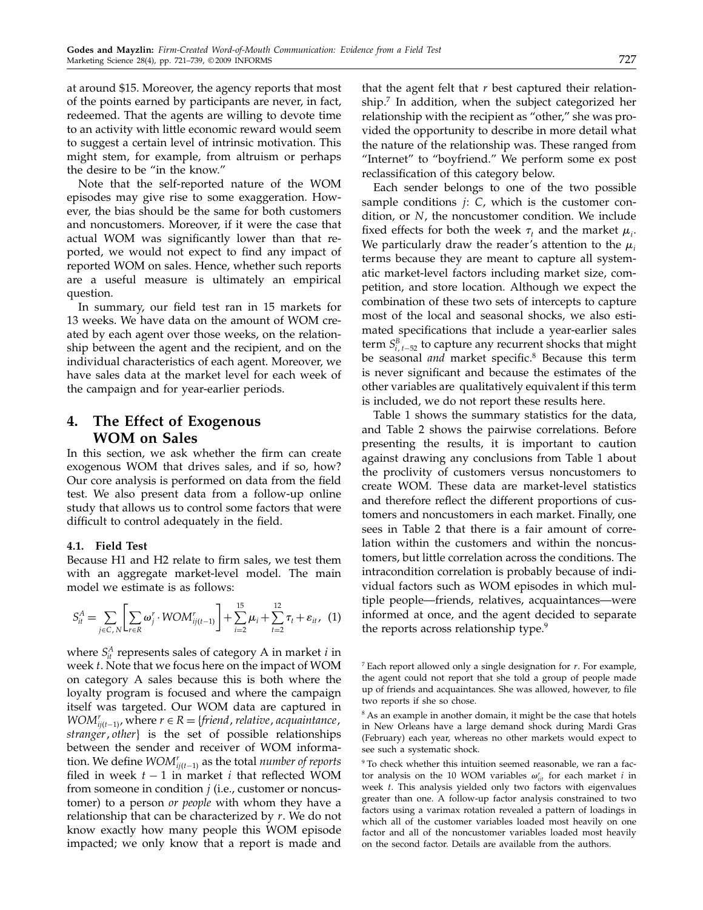at around $15. Moreover, the agency reports that most of the points earned by participants are never, in fact, redeemed. That the agents are willing to devote time to an activity with little economic reward would seem to suggest a certain level of intrinsic motivation. This might stem, for example, from altruism or perhaps the desire to be "in the know."

Note that the self-reported nature of the WOM episodes may give rise to some exaggeration. However, the bias should be the same for both customers and noncustomers. Moreover, if it were the case that actual WOM was significantly lower than that reported, we would not expect to find any impact of reported WOM on sales. Hence, whether such reports are a useful measure is ultimately an empirical question.

In summary, our field test ran in 15 markets for 13 weeks. We have data on the amount of WOM created by each agent over those weeks, on the relationship between the agent and the recipient, and on the individual characteristics of each agent. Moreover, we have sales data at the market level for each week of the campaign and for year-earlier periods.

## 4. The Effect of Exogenous WOM on Sales

In this section, we ask whether the firm can create exogenous WOM that drives sales, and if so, how? Our core analysis is performed on data from the field test. We also present data from a follow-up online study that allows us to control some factors that were difficult to control adequately in the field.

### 4.1. Field Test

Because H1 and H2 relate to firm sales, we test them with an aggregate market-level model. The main model we estimate is as follows:

$$S_{it}^{A} = \sum_{j\in C,\,N}\left[\sum_{r\in R}\omega_j^r \cdot WOM_{ij(t-1)}^r\right] + \sum_{i=2}^{15}\mu_i + \sum_{t=2}^{12}\tau_t + \varepsilon_{it}, \quad (1)$$

where $S_{it}^{A}$ represents sales of category A in market $i$ in week $t$. Note that we focus here on the impact of WOM on category A sales because this is both where the loyalty program is focused and where the campaign itself was targeted. Our WOM data are captured in $WOM_{ij(t-1)}^r$, where $r \in R = \{friend, relative, acquaintance, stranger, other\}$ is the set of possible relationships between the sender and receiver of WOM information. We define $WOM_{ij(t-1)}^r$ as the total *number of reports* filed in week $t-1$ in market $i$ that reflected WOM from someone in condition $j$ (i.e., customer or noncustomer) to a person *or people* with whom they have a relationship that can be characterized by $r$. We do not know exactly how many people this WOM episode impacted; we only know that a report is made and that the agent felt that $r$ best captured their relationship.[7] In addition, when the subject categorized her relationship with the recipient as "other," she was provided the opportunity to describe in more detail what the nature of the relationship was. These ranged from "Internet" to "boyfriend." We perform some ex post reclassification of this category below.

Each sender belongs to one of the two possible sample conditions $j$: $C$, which is the customer condition, or $N$, the noncustomer condition. We include fixed effects for both the week $\tau_t$ and the market $\mu_i$. We particularly draw the reader's attention to the $\mu_i$ terms because they are meant to capture all systematic market-level factors including market size, competition, and store location. Although we expect the combination of these two sets of intercepts to capture most of the local and seasonal shocks, we also estimated specifications that include a year-earlier sales term $S_{i,\,t-52}^{B}$ to capture any recurrent shocks that might be seasonal *and* market specific.[8] Because this term is never significant and because the estimates of the other variables are qualitatively equivalent if this term is included, we do not report these results here.

Table 1 shows the summary statistics for the data, and Table 2 shows the pairwise correlations. Before presenting the results, it is important to caution against drawing any conclusions from Table 1 about the proclivity of customers versus noncustomers to create WOM. These data are market-level statistics and therefore reflect the different proportions of customers and noncustomers in each market. Finally, one sees in Table 2 that there is a fair amount of correlation within the customers and within the noncustomers, but little correlation across the conditions. The intracondition correlation is probably because of individual factors such as WOM episodes in which multiple people—friends, relatives, acquaintances—were informed at once, and the agent decided to separate the reports across relationship type.[9]

[7] Each report allowed only a single designation for $r$. For example, the agent could not report that she told a group of people made up of friends and acquaintances. She was allowed, however, to file two reports if she so chose.

[8] As an example in another domain, it might be the case that hotels in New Orleans have a large demand shock during Mardi Gras (February) each year, whereas no other markets would expect to see such a systematic shock.

[9] To check whether this intuition seemed reasonable, we ran a factor analysis on the 10 WOM variables $\omega_{ijt}^{r}$ for each market $i$ in week $t$. This analysis yielded only two factors with eigenvalues greater than one. A follow-up factor analysis constrained to two factors using a varimax rotation revealed a pattern of loadings in which all of the customer variables loaded most heavily on one factor and all of the noncustomer variables loaded most heavily on the second factor. Details are available from the authors.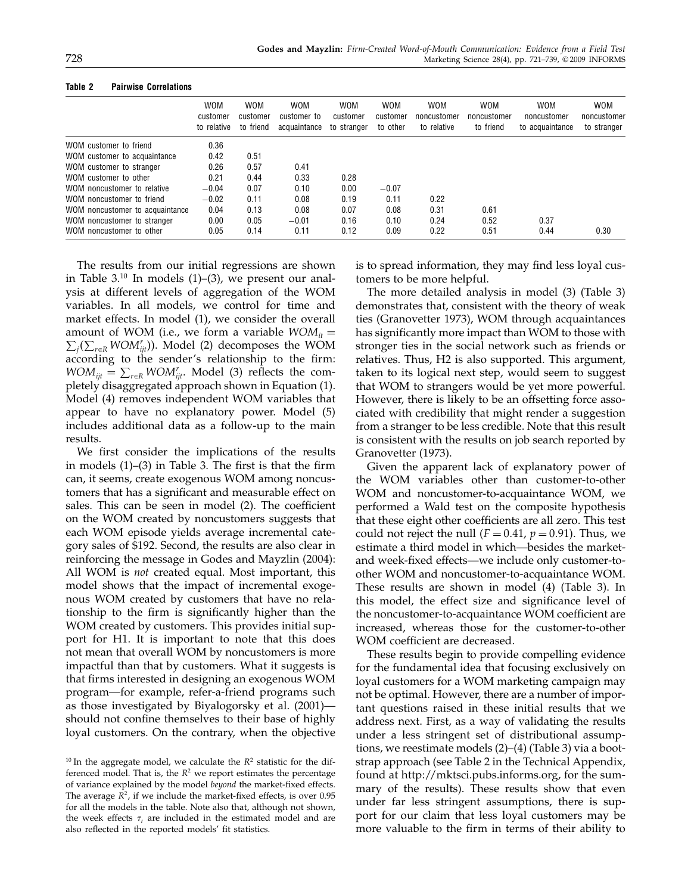**Table 2 Pairwise Correlations**

| | WOM customer to relative | WOM customer to friend | WOM customer to acquaintance | WOM customer to stranger | WOM customer to other | WOM noncustomer to relative | WOM noncustomer to friend | WOM noncustomer to acquaintance | WOM noncustomer to stranger |
|---|---|---|---|---|---|---|---|---|---|
| WOM customer to friend | 0.36 | | | | | | | | |
| WOM customer to acquaintance | 0.42 | 0.51 | | | | | | | |
| WOM customer to stranger | 0.26 | 0.57 | 0.41 | | | | | | |
| WOM customer to other | 0.21 | 0.44 | 0.33 | 0.28 | | | | | |
| WOM noncustomer to relative | −0.04 | 0.07 | 0.10 | 0.00 | −0.07 | | | | |
| WOM noncustomer to friend | −0.02 | 0.11 | 0.08 | 0.19 | 0.11 | 0.22 | | | |
| WOM noncustomer to acquaintance | 0.04 | 0.13 | 0.08 | 0.07 | 0.08 | 0.31 | 0.61 | | |
| WOM noncustomer to stranger | 0.00 | 0.05 | −0.01 | 0.16 | 0.10 | 0.24 | 0.52 | 0.37 | |
| WOM noncustomer to other | 0.05 | 0.14 | 0.11 | 0.12 | 0.09 | 0.22 | 0.51 | 0.44 | 0.30 |

The results from our initial regressions are shown in Table 3.[10] In models (1)–(3), we present our analysis at different levels of aggregation of the WOM variables. In all models, we control for time and market effects. In model (1), we consider the overall amount of WOM (i.e., we form a variable $WOM_{it} = \sum_j(\sum_{r \in R} WOM_{ijt}^r)$). Model (2) decomposes the WOM according to the sender's relationship to the firm: $WOM_{ijt} = \sum_{r \in R} WOM_{ijt}^r$. Model (3) reflects the completely disaggregated approach shown in Equation (1). Model (4) removes independent WOM variables that appear to have no explanatory power. Model (5) includes additional data as a follow-up to the main results.

We first consider the implications of the results in models (1)–(3) in Table 3. The first is that the firm can, it seems, create exogenous WOM among noncustomers that has a significant and measurable effect on sales. This can be seen in model (2). The coefficient on the WOM created by noncustomers suggests that each WOM episode yields average incremental category sales of $192. Second, the results are also clear in reinforcing the message in Godes and Mayzlin (2004): All WOM is *not* created equal. Most important, this model shows that the impact of incremental exogenous WOM created by customers that have no relationship to the firm is significantly higher than the WOM created by customers. This provides initial support for H1. It is important to note that this does not mean that overall WOM by noncustomers is more impactful than that by customers. What it suggests is that firms interested in designing an exogenous WOM program—for example, refer-a-friend programs such as those investigated by Biyalogorsky et al. (2001)—should not confine themselves to their base of highly loyal customers. On the contrary, when the objective is to spread information, they may find less loyal customers to be more helpful.

The more detailed analysis in model (3) (Table 3) demonstrates that, consistent with the theory of weak ties (Granovetter 1973), WOM through acquaintances has significantly more impact than WOM to those with stronger ties in the social network such as friends or relatives. Thus, H2 is also supported. This argument, taken to its logical next step, would seem to suggest that WOM to strangers would be yet more powerful. However, there is likely to be an offsetting force associated with credibility that might render a suggestion from a stranger to be less credible. Note that this result is consistent with the results on job search reported by Granovetter (1973).

Given the apparent lack of explanatory power of the WOM variables other than customer-to-other WOM and noncustomer-to-acquaintance WOM, we performed a Wald test on the composite hypothesis that these eight other coefficients are all zero. This test could not reject the null ($F = 0.41$, $p = 0.91$). Thus, we estimate a third model in which—besides the market- and week-fixed effects—we include only customer-to-other WOM and noncustomer-to-acquaintance WOM. These results are shown in model (4) (Table 3). In this model, the effect size and significance level of the noncustomer-to-acquaintance WOM coefficient are increased, whereas those for the customer-to-other WOM coefficient are decreased.

These results begin to provide compelling evidence for the fundamental idea that focusing exclusively on loyal customers for a WOM marketing campaign may not be optimal. However, there are a number of important questions raised in these initial results that we address next. First, as a way of validating the results under a less stringent set of distributional assumptions, we reestimate models (2)–(4) (Table 3) via a bootstrap approach (see Table 2 in the Technical Appendix, found at http://mktsci.pubs.informs.org, for the summary of the results). These results show that even under far less stringent assumptions, there is support for our claim that less loyal customers may be more valuable to the firm in terms of their ability to

[10] In the aggregate model, we calculate the $R^2$ statistic for the differenced model. That is, the $R^2$ we report estimates the percentage of variance explained by the model *beyond* the market-fixed effects. The average $R^2$, if we include the market-fixed effects, is over 0.95 for all the models in the table. Note also that, although not shown, the week effects $\tau_t$ are included in the estimated model and are also reflected in the reported models' fit statistics.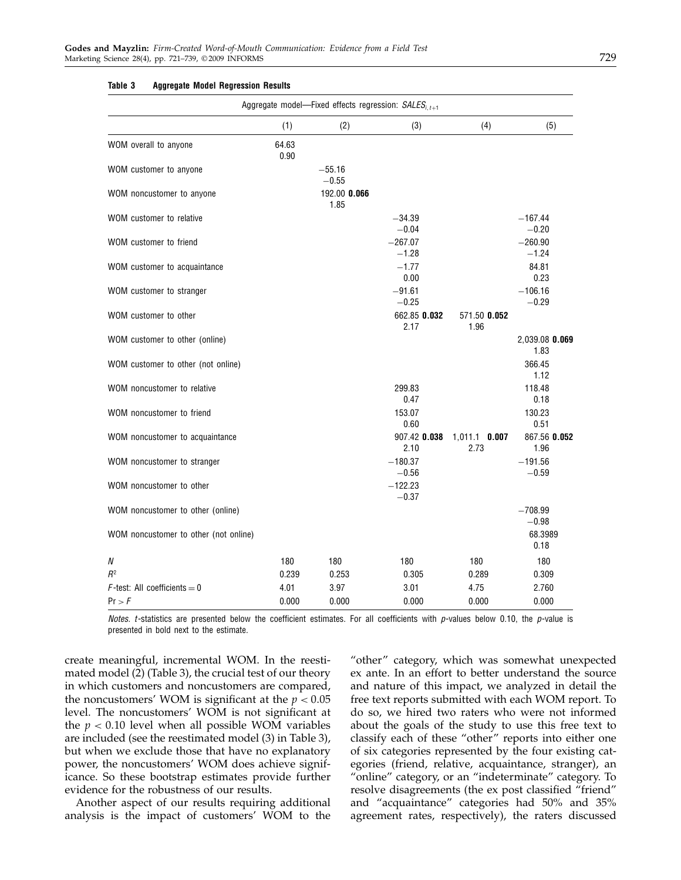**Table 3 Aggregate Model Regression Results**

| Aggregate model—Fixed effects regression: $SALES_{i,t+1}$ | | | | | |
|---|---|---|---|---|---|
| | (1) | (2) | (3) | (4) | (5) |
| WOM overall to anyone | 64.63<br>0.90 | | | | |
| WOM customer to anyone | | −55.16<br>−0.55 | | | |
| WOM noncustomer to anyone | | 192.00 **0.066**<br>1.85 | | | |
| WOM customer to relative | | | −34.39<br>−0.04 | | −167.44<br>−0.20 |
| WOM customer to friend | | | −267.07<br>−1.28 | | −260.90<br>−1.24 |
| WOM customer to acquaintance | | | −1.77<br>0.00 | | 84.81<br>0.23 |
| WOM customer to stranger | | | −91.61<br>−0.25 | | −106.16<br>−0.29 |
| WOM customer to other | | | 662.85 **0.032**<br>2.17 | 571.50 **0.052**<br>1.96 | |
| WOM customer to other (online) | | | | | 2,039.08 **0.069**<br>1.83 |
| WOM customer to other (not online) | | | | | 366.45<br>1.12 |
| WOM noncustomer to relative | | | 299.83<br>0.47 | | 118.48<br>0.18 |
| WOM noncustomer to friend | | | 153.07<br>0.60 | | 130.23<br>0.51 |
| WOM noncustomer to acquaintance | | | 907.42 **0.038**<br>2.10 | 1,011.1 **0.007**<br>2.73 | 867.56 **0.052**<br>1.96 |
| WOM noncustomer to stranger | | | −180.37<br>−0.56 | | −191.56<br>−0.59 |
| WOM noncustomer to other | | | −122.23<br>−0.37 | | |
| WOM noncustomer to other (online) | | | | | −708.99<br>−0.98 |
| WOM noncustomer to other (not online) | | | | | 68.3989<br>0.18 |
| $N$ | 180 | 180 | 180 | 180 | 180 |
| $R^2$ | 0.239 | 0.253 | 0.305 | 0.289 | 0.309 |
| $F$-test: All coefficients = 0 | 4.01 | 3.97 | 3.01 | 4.75 | 2.760 |
| $\Pr > F$ | 0.000 | 0.000 | 0.000 | 0.000 | 0.000 |

*Notes.* $t$-statistics are presented below the coefficient estimates. For all coefficients with $p$-values below 0.10, the $p$-value is presented in bold next to the estimate.

create meaningful, incremental WOM. In the reestimated model (2) (Table 3), the crucial test of our theory in which customers and noncustomers are compared, the noncustomers' WOM is significant at the $p < 0.05$ level. The noncustomers' WOM is not significant at the $p < 0.10$ level when all possible WOM variables are included (see the reestimated model (3) in Table 3), but when we exclude those that have no explanatory power, the noncustomers' WOM does achieve significance. So these bootstrap estimates provide further evidence for the robustness of our results.

Another aspect of our results requiring additional analysis is the impact of customers' WOM to the "other" category, which was somewhat unexpected ex ante. In an effort to better understand the source and nature of this impact, we analyzed in detail the free text reports submitted with each WOM report. To do so, we hired two raters who were not informed about the goals of the study to use this free text to classify each of these "other" reports into either one of six categories represented by the four existing categories (friend, relative, acquaintance, stranger), an "other" category, or an "indeterminate" category. To resolve disagreements (the ex post classified "friend" and "acquaintance" categories had 50% and 35% agreement rates, respectively), the raters discussed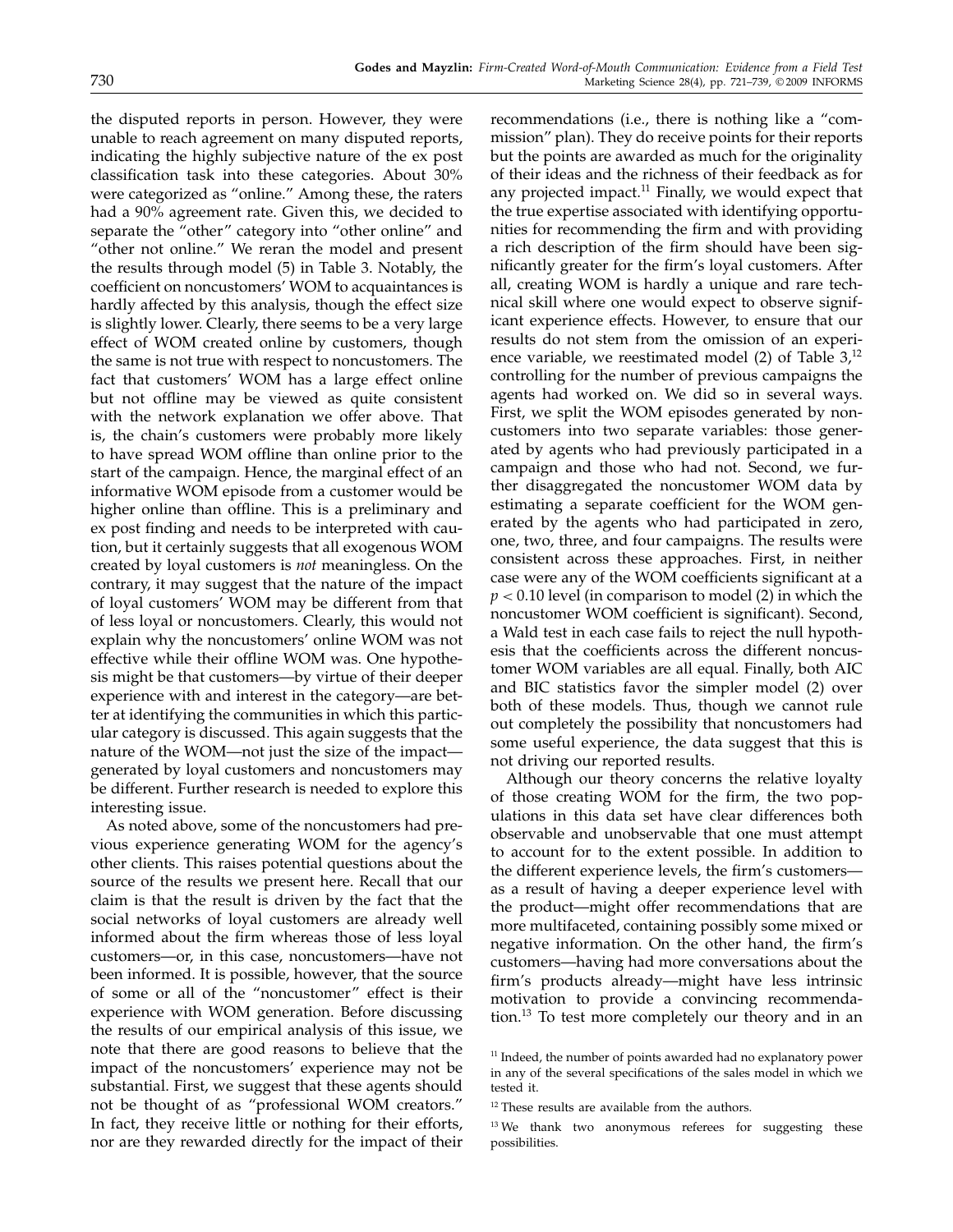the disputed reports in person. However, they were unable to reach agreement on many disputed reports, indicating the highly subjective nature of the ex post classification task into these categories. About 30% were categorized as "online." Among these, the raters had a 90% agreement rate. Given this, we decided to separate the "other" category into "other online" and "other not online." We reran the model and present the results through model (5) in Table 3. Notably, the coefficient on noncustomers' WOM to acquaintances is hardly affected by this analysis, though the effect size is slightly lower. Clearly, there seems to be a very large effect of WOM created online by customers, though the same is not true with respect to noncustomers. The fact that customers' WOM has a large effect online but not offline may be viewed as quite consistent with the network explanation we offer above. That is, the chain's customers were probably more likely to have spread WOM offline than online prior to the start of the campaign. Hence, the marginal effect of an informative WOM episode from a customer would be higher online than offline. This is a preliminary and ex post finding and needs to be interpreted with caution, but it certainly suggests that all exogenous WOM created by loyal customers is *not* meaningless. On the contrary, it may suggest that the nature of the impact of loyal customers' WOM may be different from that of less loyal or noncustomers. Clearly, this would not explain why the noncustomers' online WOM was not effective while their offline WOM was. One hypothesis might be that customers—by virtue of their deeper experience with and interest in the category—are better at identifying the communities in which this particular category is discussed. This again suggests that the nature of the WOM—not just the size of the impact—generated by loyal customers and noncustomers may be different. Further research is needed to explore this interesting issue.

As noted above, some of the noncustomers had previous experience generating WOM for the agency's other clients. This raises potential questions about the source of the results we present here. Recall that our claim is that the result is driven by the fact that the social networks of loyal customers are already well informed about the firm whereas those of less loyal customers—or, in this case, noncustomers—have not been informed. It is possible, however, that the source of some or all of the "noncustomer" effect is their experience with WOM generation. Before discussing the results of our empirical analysis of this issue, we note that there are good reasons to believe that the impact of the noncustomers' experience may not be substantial. First, we suggest that these agents should not be thought of as "professional WOM creators." In fact, they receive little or nothing for their efforts, nor are they rewarded directly for the impact of their recommendations (i.e., there is nothing like a "commission" plan). They do receive points for their reports but the points are awarded as much for the originality of their ideas and the richness of their feedback as for any projected impact.[11] Finally, we would expect that the true expertise associated with identifying opportunities for recommending the firm and with providing a rich description of the firm should have been significantly greater for the firm's loyal customers. After all, creating WOM is hardly a unique and rare technical skill where one would expect to observe significant experience effects. However, to ensure that our results do not stem from the omission of an experience variable, we reestimated model (2) of Table 3,[12] controlling for the number of previous campaigns the agents had worked on. We did so in several ways. First, we split the WOM episodes generated by noncustomers into two separate variables: those generated by agents who had previously participated in a campaign and those who had not. Second, we further disaggregated the noncustomer WOM data by estimating a separate coefficient for the WOM generated by the agents who had participated in zero, one, two, three, and four campaigns. The results were consistent across these approaches. First, in neither case were any of the WOM coefficients significant at a $p < 0.10$ level (in comparison to model (2) in which the noncustomer WOM coefficient is significant). Second, a Wald test in each case fails to reject the null hypothesis that the coefficients across the different noncustomer WOM variables are all equal. Finally, both AIC and BIC statistics favor the simpler model (2) over both of these models. Thus, though we cannot rule out completely the possibility that noncustomers had some useful experience, the data suggest that this is not driving our reported results.

Although our theory concerns the relative loyalty of those creating WOM for the firm, the two populations in this data set have clear differences both observable and unobservable that one must attempt to account for to the extent possible. In addition to the different experience levels, the firm's customers—as a result of having a deeper experience level with the product—might offer recommendations that are more multifaceted, containing possibly some mixed or negative information. On the other hand, the firm's customers—having had more conversations about the firm's products already—might have less intrinsic motivation to provide a convincing recommendation.[13] To test more completely our theory and in an

[11] Indeed, the number of points awarded had no explanatory power in any of the several specifications of the sales model in which we tested it.

[12] These results are available from the authors.

[13] We thank two anonymous referees for suggesting these possibilities.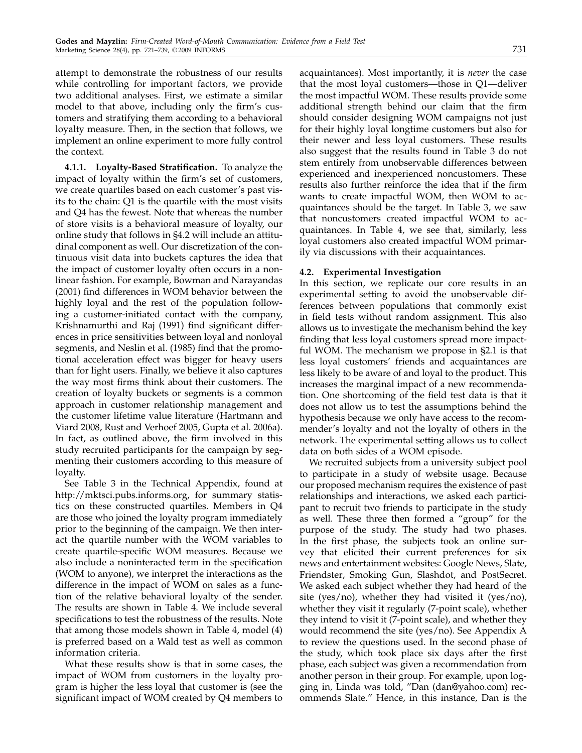attempt to demonstrate the robustness of our results while controlling for important factors, we provide two additional analyses. First, we estimate a similar model to that above, including only the firm's customers and stratifying them according to a behavioral loyalty measure. Then, in the section that follows, we implement an online experiment to more fully control the context.

**4.1.1. Loyalty-Based Stratification.** To analyze the impact of loyalty within the firm's set of customers, we create quartiles based on each customer's past visits to the chain: Q1 is the quartile with the most visits and Q4 has the fewest. Note that whereas the number of store visits is a behavioral measure of loyalty, our online study that follows in §4.2 will include an attitudinal component as well. Our discretization of the continuous visit data into buckets captures the idea that the impact of customer loyalty often occurs in a nonlinear fashion. For example, Bowman and Narayandas (2001) find differences in WOM behavior between the highly loyal and the rest of the population following a customer-initiated contact with the company, Krishnamurthi and Raj (1991) find significant differences in price sensitivities between loyal and nonloyal segments, and Neslin et al. (1985) find that the promotional acceleration effect was bigger for heavy users than for light users. Finally, we believe it also captures the way most firms think about their customers. The creation of loyalty buckets or segments is a common approach in customer relationship management and the customer lifetime value literature (Hartmann and Viard 2008, Rust and Verhoef 2005, Gupta et al. 2006a). In fact, as outlined above, the firm involved in this study recruited participants for the campaign by segmenting their customers according to this measure of loyalty.

See Table 3 in the Technical Appendix, found at http://mktsci.pubs.informs.org, for summary statistics on these constructed quartiles. Members in Q4 are those who joined the loyalty program immediately prior to the beginning of the campaign. We then interact the quartile number with the WOM variables to create quartile-specific WOM measures. Because we also include a noninteracted term in the specification (WOM to anyone), we interpret the interactions as the difference in the impact of WOM on sales as a function of the relative behavioral loyalty of the sender. The results are shown in Table 4. We include several specifications to test the robustness of the results. Note that among those models shown in Table 4, model (4) is preferred based on a Wald test as well as common information criteria.

What these results show is that in some cases, the impact of WOM from customers in the loyalty program is higher the less loyal that customer is (see the significant impact of WOM created by Q4 members to acquaintances). Most importantly, it is *never* the case that the most loyal customers—those in Q1—deliver the most impactful WOM. These results provide some additional strength behind our claim that the firm should consider designing WOM campaigns not just for their highly loyal longtime customers but also for their newer and less loyal customers. These results also suggest that the results found in Table 3 do not stem entirely from unobservable differences between experienced and inexperienced noncustomers. These results also further reinforce the idea that if the firm wants to create impactful WOM, then WOM to acquaintances should be the target. In Table 3, we saw that noncustomers created impactful WOM to acquaintances. In Table 4, we see that, similarly, less loyal customers also created impactful WOM primarily via discussions with their acquaintances.

### 4.2. Experimental Investigation

In this section, we replicate our core results in an experimental setting to avoid the unobservable differences between populations that commonly exist in field tests without random assignment. This also allows us to investigate the mechanism behind the key finding that less loyal customers spread more impactful WOM. The mechanism we propose in §2.1 is that less loyal customers' friends and acquaintances are less likely to be aware of and loyal to the product. This increases the marginal impact of a new recommendation. One shortcoming of the field test data is that it does not allow us to test the assumptions behind the hypothesis because we only have access to the recommender's loyalty and not the loyalty of others in the network. The experimental setting allows us to collect data on both sides of a WOM episode.

We recruited subjects from a university subject pool to participate in a study of website usage. Because our proposed mechanism requires the existence of past relationships and interactions, we asked each participant to recruit two friends to participate in the study as well. These three then formed a "group" for the purpose of the study. The study had two phases. In the first phase, the subjects took an online survey that elicited their current preferences for six news and entertainment websites: Google News, Slate, Friendster, Smoking Gun, Slashdot, and PostSecret. We asked each subject whether they had heard of the site (yes/no), whether they had visited it (yes/no), whether they visit it regularly (7-point scale), whether they intend to visit it (7-point scale), and whether they would recommend the site (yes/no). See Appendix A to review the questions used. In the second phase of the study, which took place six days after the first phase, each subject was given a recommendation from another person in their group. For example, upon logging in, Linda was told, "Dan (dan@yahoo.com) recommends Slate." Hence, in this instance, Dan is the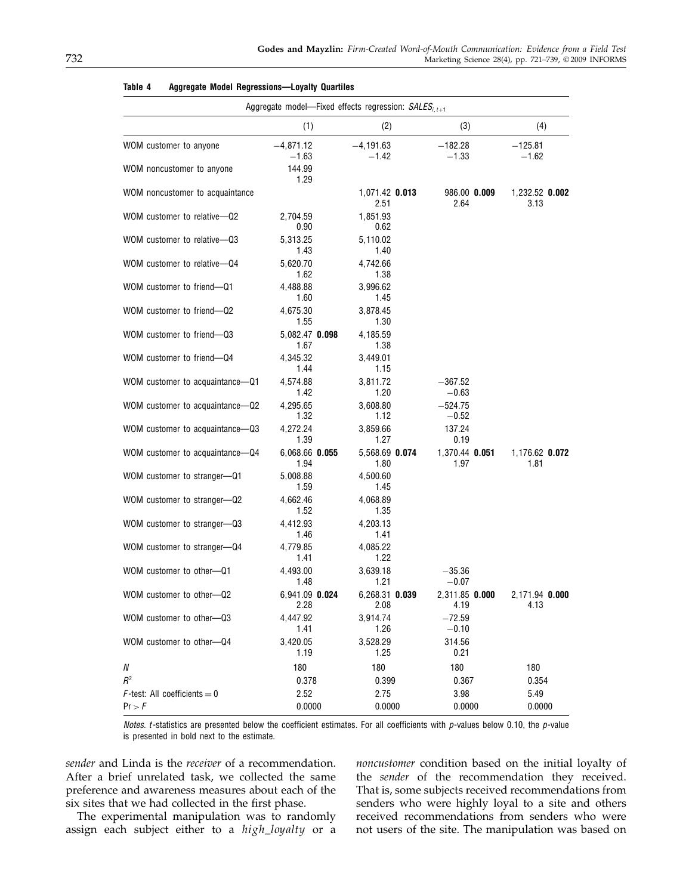**Table 4 Aggregate Model Regressions—Loyalty Quartiles**

| Aggregate model—Fixed effects regression: $SALES_{i,t+1}$ | | | | |
|---|---|---|---|---|
| | (1) | (2) | (3) | (4) |
| WOM customer to anyone | −4,871.12<br>−1.63 | −4,191.63<br>−1.42 | −182.28<br>−1.33 | −125.81<br>−1.62 |
| WOM noncustomer to anyone | 144.99<br>1.29 | | | |
| WOM noncustomer to acquaintance | | 1,071.42 **0.013**<br>2.51 | 986.00 **0.009**<br>2.64 | 1,232.52 **0.002**<br>3.13 |
| WOM customer to relative—Q2 | 2,704.59<br>0.90 | 1,851.93<br>0.62 | | |
| WOM customer to relative—Q3 | 5,313.25<br>1.43 | 5,110.02<br>1.40 | | |
| WOM customer to relative—Q4 | 5,620.70<br>1.62 | 4,742.66<br>1.38 | | |
| WOM customer to friend—Q1 | 4,488.88<br>1.60 | 3,996.62<br>1.45 | | |
| WOM customer to friend—Q2 | 4,675.30<br>1.55 | 3,878.45<br>1.30 | | |
| WOM customer to friend—Q3 | 5,082.47 **0.098**<br>1.67 | 4,185.59<br>1.38 | | |
| WOM customer to friend—Q4 | 4,345.32<br>1.44 | 3,449.01<br>1.15 | | |
| WOM customer to acquaintance—Q1 | 4,574.88<br>1.42 | 3,811.72<br>1.20 | −367.52<br>−0.63 | |
| WOM customer to acquaintance—Q2 | 4,295.65<br>1.32 | 3,608.80<br>1.12 | −524.75<br>−0.52 | |
| WOM customer to acquaintance—Q3 | 4,272.24<br>1.39 | 3,859.66<br>1.27 | 137.24<br>0.19 | |
| WOM customer to acquaintance—Q4 | 6,068.66 **0.055**<br>1.94 | 5,568.69 **0.074**<br>1.80 | 1,370.44 **0.051**<br>1.97 | 1,176.62 **0.072**<br>1.81 |
| WOM customer to stranger—Q1 | 5,008.88<br>1.59 | 4,500.60<br>1.45 | | |
| WOM customer to stranger—Q2 | 4,662.46<br>1.52 | 4,068.89<br>1.35 | | |
| WOM customer to stranger—Q3 | 4,412.93<br>1.46 | 4,203.13<br>1.41 | | |
| WOM customer to stranger—Q4 | 4,779.85<br>1.41 | 4,085.22<br>1.22 | | |
| WOM customer to other—Q1 | 4,493.00<br>1.48 | 3,639.18<br>1.21 | −35.36<br>−0.07 | |
| WOM customer to other—Q2 | 6,941.09 **0.024**<br>2.28 | 6,268.31 **0.039**<br>2.08 | 2,311.85 **0.000**<br>4.19 | 2,171.94 **0.000**<br>4.13 |
| WOM customer to other—Q3 | 4,447.92<br>1.41 | 3,914.74<br>1.26 | −72.59<br>−0.10 | |
| WOM customer to other—Q4 | 3,420.05<br>1.19 | 3,528.29<br>1.25 | 314.56<br>0.21 | |
| $N$ | 180 | 180 | 180 | 180 |
| $R^2$ | 0.378 | 0.399 | 0.367 | 0.354 |
| $F$-test: All coefficients = 0 | 2.52 | 2.75 | 3.98 | 5.49 |
| $\Pr > F$ | 0.0000 | 0.0000 | 0.0000 | 0.0000 |

*Notes.* $t$-statistics are presented below the coefficient estimates. For all coefficients with $p$-values below 0.10, the $p$-value is presented in bold next to the estimate.

*sender* and Linda is the *receiver* of a recommendation. After a brief unrelated task, we collected the same preference and awareness measures about each of the six sites that we had collected in the first phase.

The experimental manipulation was to randomly assign each subject either to a *high_loyalty* or a *noncustomer* condition based on the initial loyalty of the *sender* of the recommendation they received. That is, some subjects received recommendations from senders who were highly loyal to a site and others received recommendations from senders who were not users of the site. The manipulation was based on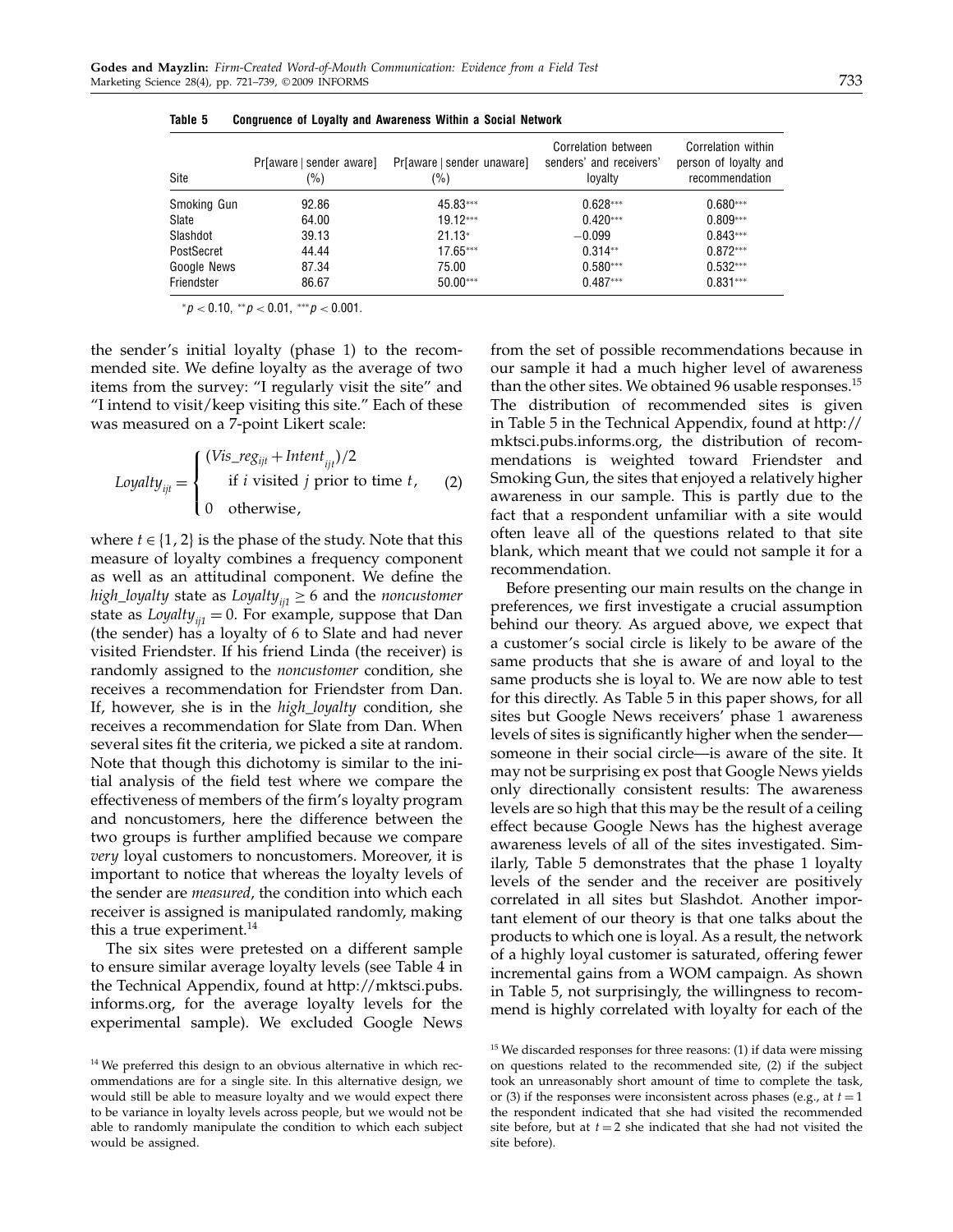**Table 5 Congruence of Loyalty and Awareness Within a Social Network**

| Site | Pr[aware \| sender aware] (%) | Pr[aware \| sender unaware] (%) | Correlation between senders' and receivers' loyalty | Correlation within person of loyalty and recommendation |
|---|---|---|---|---|
| Smoking Gun | 92.86 | 45.83*** | 0.628*** | 0.680*** |
| Slate | 64.00 | 19.12*** | 0.420*** | 0.809*** |
| Slashdot | 39.13 | 21.13* | −0.099 | 0.843*** |
| PostSecret | 44.44 | 17.65*** | 0.314** | 0.872*** |
| Google News | 87.34 | 75.00 | 0.580*** | 0.532*** |
| Friendster | 86.67 | 50.00*** | 0.487*** | 0.831*** |

*$p < 0.10$, **$p < 0.01$, ***$p < 0.001$.

the sender's initial loyalty (phase 1) to the recommended site. We define loyalty as the average of two items from the survey: "I regularly visit the site" and "I intend to visit/keep visiting this site." Each of these was measured on a 7-point Likert scale:

$$Loyalty_{ijt} = \begin{cases} (Vis\_reg_{ijt} + Intent_{ijt})/2 \\ \quad \text{if } i \text{ visited } j \text{ prior to time } t, \\ 0 \quad \text{otherwise,} \end{cases} \tag{2}$$

where $t \in \{1, 2\}$ is the phase of the study. Note that this measure of loyalty combines a frequency component as well as an attitudinal component. We define the *high_loyalty* state as $Loyalty_{ij1} \geq 6$ and the *noncustomer* state as $Loyalty_{ij1} = 0$. For example, suppose that Dan (the sender) has a loyalty of 6 to Slate and had never visited Friendster. If his friend Linda (the receiver) is randomly assigned to the *noncustomer* condition, she receives a recommendation for Friendster from Dan. If, however, she is in the *high_loyalty* condition, she receives a recommendation for Slate from Dan. When several sites fit the criteria, we picked a site at random. Note that though this dichotomy is similar to the initial analysis of the field test where we compare the effectiveness of members of the firm's loyalty program and noncustomers, here the difference between the two groups is further amplified because we compare *very* loyal customers to noncustomers. Moreover, it is important to notice that whereas the loyalty levels of the sender are *measured*, the condition into which each receiver is assigned is manipulated randomly, making this a true experiment.[14]

The six sites were pretested on a different sample to ensure similar average loyalty levels (see Table 4 in the Technical Appendix, found at http://mktsci.pubs.informs.org, for the average loyalty levels for the experimental sample). We excluded Google News from the set of possible recommendations because in our sample it had a much higher level of awareness than the other sites. We obtained 96 usable responses.[15] The distribution of recommended sites is given in Table 5 in the Technical Appendix, found at http://mktsci.pubs.informs.org, the distribution of recommendations is weighted toward Friendster and Smoking Gun, the sites that enjoyed a relatively higher awareness in our sample. This is partly due to the fact that a respondent unfamiliar with a site would often leave all of the questions related to that site blank, which meant that we could not sample it for a recommendation.

Before presenting our main results on the change in preferences, we first investigate a crucial assumption behind our theory. As argued above, we expect that a customer's social circle is likely to be aware of the same products that she is aware of and loyal to the same products she is loyal to. We are now able to test for this directly. As Table 5 in this paper shows, for all sites but Google News receivers' phase 1 awareness levels of sites is significantly higher when the sender—someone in their social circle—is aware of the site. It may not be surprising ex post that Google News yields only directionally consistent results: The awareness levels are so high that this may be the result of a ceiling effect because Google News has the highest average awareness levels of all of the sites investigated. Similarly, Table 5 demonstrates that the phase 1 loyalty levels of the sender and the receiver are positively correlated in all sites but Slashdot. Another important element of our theory is that one talks about the products to which one is loyal. As a result, the network of a highly loyal customer is saturated, offering fewer incremental gains from a WOM campaign. As shown in Table 5, not surprisingly, the willingness to recommend is highly correlated with loyalty for each of the

[14] We preferred this design to an obvious alternative in which recommendations are for a single site. In this alternative design, we would still be able to measure loyalty and we would expect there to be variance in loyalty levels across people, but we would not be able to randomly manipulate the condition to which each subject would be assigned.

[15] We discarded responses for three reasons: (1) if data were missing on questions related to the recommended site, (2) if the subject took an unreasonably short amount of time to complete the task, or (3) if the responses were inconsistent across phases (e.g., at $t = 1$ the respondent indicated that she had visited the recommended site before, but at $t = 2$ she indicated that she had not visited the site before).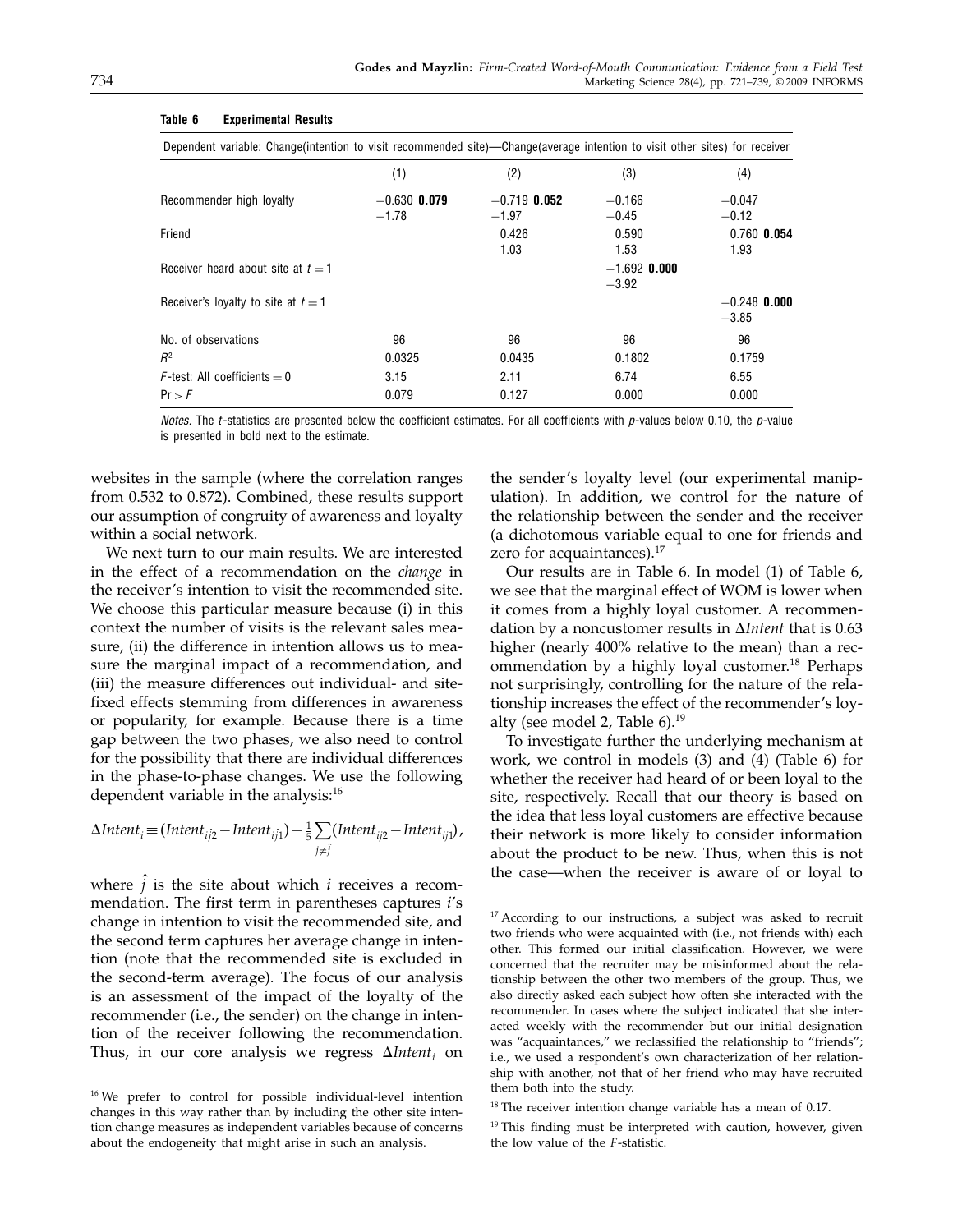**Table 6 Experimental Results**

| Dependent variable: Change(intention to visit recommended site)—Change(average intention to visit other sites) for receiver | | | | |
|---|---|---|---|---|
| | (1) | (2) | (3) | (4) |
| Recommender high loyalty | −0.630 **0.079** | −0.719 **0.052** | −0.166 | −0.047 |
| | −1.78 | −1.97 | −0.45 | −0.12 |
| Friend | | 0.426 | 0.590 | 0.760 **0.054** |
| | | 1.03 | 1.53 | 1.93 |
| Receiver heard about site at $t = 1$ | | | −1.692 **0.000** | |
| | | | −3.92 | |
| Receiver's loyalty to site at $t = 1$ | | | | −0.248 **0.000** |
| | | | | −3.85 |
| No. of observations | 96 | 96 | 96 | 96 |
| $R^2$ | 0.0325 | 0.0435 | 0.1802 | 0.1759 |
| $F$-test: All coefficients = 0 | 3.15 | 2.11 | 6.74 | 6.55 |
| $\Pr > F$ | 0.079 | 0.127 | 0.000 | 0.000 |

*Notes.* The $t$-statistics are presented below the coefficient estimates. For all coefficients with $p$-values below 0.10, the $p$-value is presented in bold next to the estimate.

websites in the sample (where the correlation ranges from 0.532 to 0.872). Combined, these results support our assumption of congruity of awareness and loyalty within a social network.

We next turn to our main results. We are interested in the effect of a recommendation on the *change* in the receiver's intention to visit the recommended site. We choose this particular measure because (i) in this context the number of visits is the relevant sales measure, (ii) the difference in intention allows us to measure the marginal impact of a recommendation, and (iii) the measure differences out individual- and site-fixed effects stemming from differences in awareness or popularity, for example. Because there is a time gap between the two phases, we also need to control for the possibility that there are individual differences in the phase-to-phase changes. We use the following dependent variable in the analysis:[16]

$$\Delta Intent_i \equiv (Intent_{i\hat{j}2} - Intent_{i\hat{j}1}) - \frac{1}{5}\sum_{j \neq \hat{j}} (Intent_{ij2} - Intent_{ij1}),$$

where $\hat{j}$ is the site about which $i$ receives a recommendation. The first term in parentheses captures $i$'s change in intention to visit the recommended site, and the second term captures her average change in intention (note that the recommended site is excluded in the second-term average). The focus of our analysis is an assessment of the impact of the loyalty of the recommender (i.e., the sender) on the change in intention of the receiver following the recommendation. Thus, in our core analysis we regress $\Delta Intent_i$ on the sender's loyalty level (our experimental manipulation). In addition, we control for the nature of the relationship between the sender and the receiver (a dichotomous variable equal to one for friends and zero for acquaintances).[17]

Our results are in Table 6. In model (1) of Table 6, we see that the marginal effect of WOM is lower when it comes from a highly loyal customer. A recommendation by a noncustomer results in $\Delta Intent$ that is 0.63 higher (nearly 400% relative to the mean) than a recommendation by a highly loyal customer.[18] Perhaps not surprisingly, controlling for the nature of the relationship increases the effect of the recommender's loyalty (see model 2, Table 6).[19]

To investigate further the underlying mechanism at work, we control in models (3) and (4) (Table 6) for whether the receiver had heard of or been loyal to the site, respectively. Recall that our theory is based on the idea that less loyal customers are effective because their network is more likely to consider information about the product to be new. Thus, when this is not the case—when the receiver is aware of or loyal to

[16] We prefer to control for possible individual-level intention changes in this way rather than by including the other site intention change measures as independent variables because of concerns about the endogeneity that might arise in such an analysis.

[17] According to our instructions, a subject was asked to recruit two friends who were acquainted with (i.e., not friends with) each other. This formed our initial classification. However, we were concerned that the recruiter may be misinformed about the relationship between the other two members of the group. Thus, we also directly asked each subject how often she interacted with the recommender. In cases where the subject indicated that she interacted weekly with the recommender but our initial designation was "acquaintances," we reclassified the relationship to "friends"; i.e., we used a respondent's own characterization of her relationship with another, not that of her friend who may have recruited them both into the study.

[18] The receiver intention change variable has a mean of 0.17.

[19] This finding must be interpreted with caution, however, given the low value of the $F$-statistic.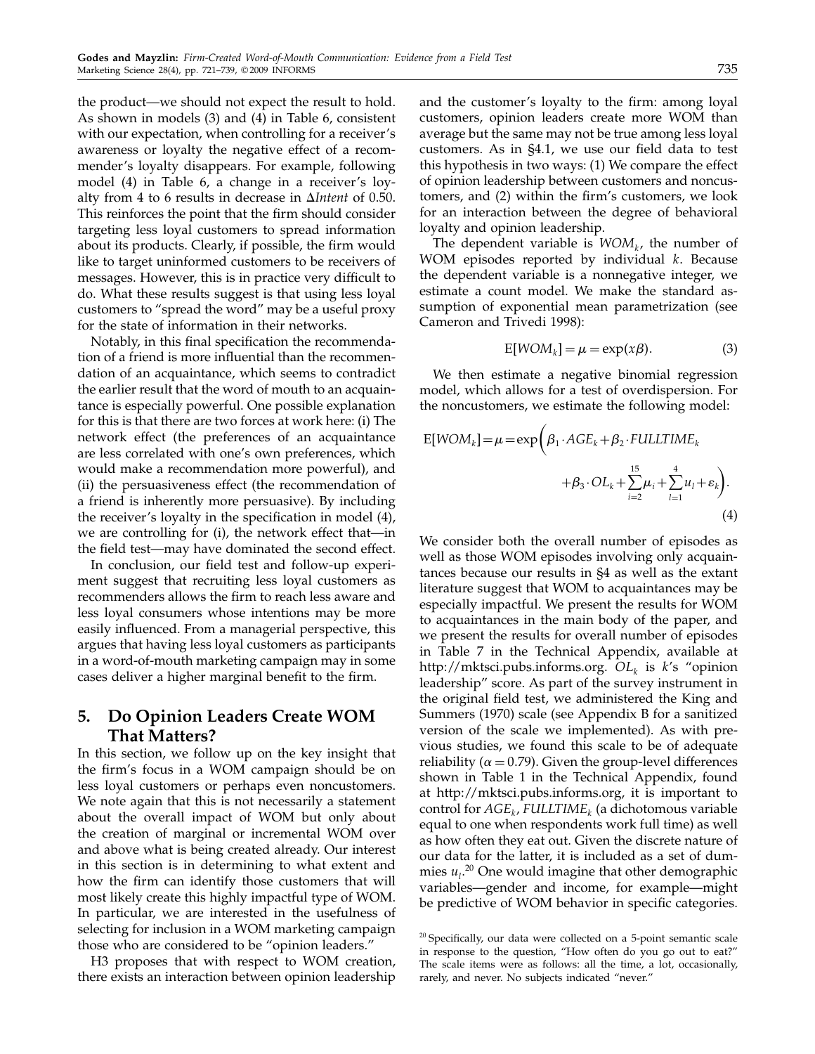the product—we should not expect the result to hold. As shown in models (3) and (4) in Table 6, consistent with our expectation, when controlling for a receiver's awareness or loyalty the negative effect of a recommender's loyalty disappears. For example, following model (4) in Table 6, a change in a receiver's loyalty from 4 to 6 results in decrease in $\Delta$*Intent* of 0.50. This reinforces the point that the firm should consider targeting less loyal customers to spread information about its products. Clearly, if possible, the firm would like to target uninformed customers to be receivers of messages. However, this is in practice very difficult to do. What these results suggest is that using less loyal customers to "spread the word" may be a useful proxy for the state of information in their networks.

Notably, in this final specification the recommendation of a friend is more influential than the recommendation of an acquaintance, which seems to contradict the earlier result that the word of mouth to an acquaintance is especially powerful. One possible explanation for this is that there are two forces at work here: (i) The network effect (the preferences of an acquaintance are less correlated with one's own preferences, which would make a recommendation more powerful), and (ii) the persuasiveness effect (the recommendation of a friend is inherently more persuasive). By including the receiver's loyalty in the specification in model (4), we are controlling for (i), the network effect that—in the field test—may have dominated the second effect.

In conclusion, our field test and follow-up experiment suggest that recruiting less loyal customers as recommenders allows the firm to reach less aware and less loyal consumers whose intentions may be more easily influenced. From a managerial perspective, this argues that having less loyal customers as participants in a word-of-mouth marketing campaign may in some cases deliver a higher marginal benefit to the firm.

## 5. Do Opinion Leaders Create WOM That Matters?

In this section, we follow up on the key insight that the firm's focus in a WOM campaign should be on less loyal customers or perhaps even noncustomers. We note again that this is not necessarily a statement about the overall impact of WOM but only about the creation of marginal or incremental WOM over and above what is being created already. Our interest in this section is in determining to what extent and how the firm can identify those customers that will most likely create this highly impactful type of WOM. In particular, we are interested in the usefulness of selecting for inclusion in a WOM marketing campaign those who are considered to be "opinion leaders."

H3 proposes that with respect to WOM creation, there exists an interaction between opinion leadership and the customer's loyalty to the firm: among loyal customers, opinion leaders create more WOM than average but the same may not be true among less loyal customers. As in §4.1, we use our field data to test this hypothesis in two ways: (1) We compare the effect of opinion leadership between customers and noncustomers, and (2) within the firm's customers, we look for an interaction between the degree of behavioral loyalty and opinion leadership.

The dependent variable is $WOM_k$, the number of WOM episodes reported by individual $k$. Because the dependent variable is a nonnegative integer, we estimate a count model. We make the standard assumption of exponential mean parametrization (see Cameron and Trivedi 1998):

$$\mathrm{E}[WOM_k] = \mu = \exp(x\beta). \tag{3}$$

We then estimate a negative binomial regression model, which allows for a test of overdispersion. For the noncustomers, we estimate the following model:

$$\mathrm{E}[WOM_k] = \mu = \exp\left(\beta_1 \cdot AGE_k + \beta_2 \cdot FULLTIME_k + \beta_3 \cdot OL_k + \sum_{i=2}^{15} \mu_i + \sum_{l=1}^{4} u_l + \varepsilon_k\right). \tag{4}$$

We consider both the overall number of episodes as well as those WOM episodes involving only acquaintances because our results in §4 as well as the extant literature suggest that WOM to acquaintances may be especially impactful. We present the results for WOM to acquaintances in the main body of the paper, and we present the results for overall number of episodes in Table 7 in the Technical Appendix, available at http://mktsci.pubs.informs.org. $OL_k$ is $k$'s "opinion leadership" score. As part of the survey instrument in the original field test, we administered the King and Summers (1970) scale (see Appendix B for a sanitized version of the scale we implemented). As with previous studies, we found this scale to be of adequate reliability ($\alpha = 0.79$). Given the group-level differences shown in Table 1 in the Technical Appendix, found at http://mktsci.pubs.informs.org, it is important to control for $AGE_k$, $FULLTIME_k$ (a dichotomous variable equal to one when respondents work full time) as well as how often they eat out. Given the discrete nature of our data for the latter, it is included as a set of dummies $u_l$.[20] One would imagine that other demographic variables—gender and income, for example—might be predictive of WOM behavior in specific categories.

[20] Specifically, our data were collected on a 5-point semantic scale in response to the question, "How often do you go out to eat?" The scale items were as follows: all the time, a lot, occasionally, rarely, and never. No subjects indicated "never."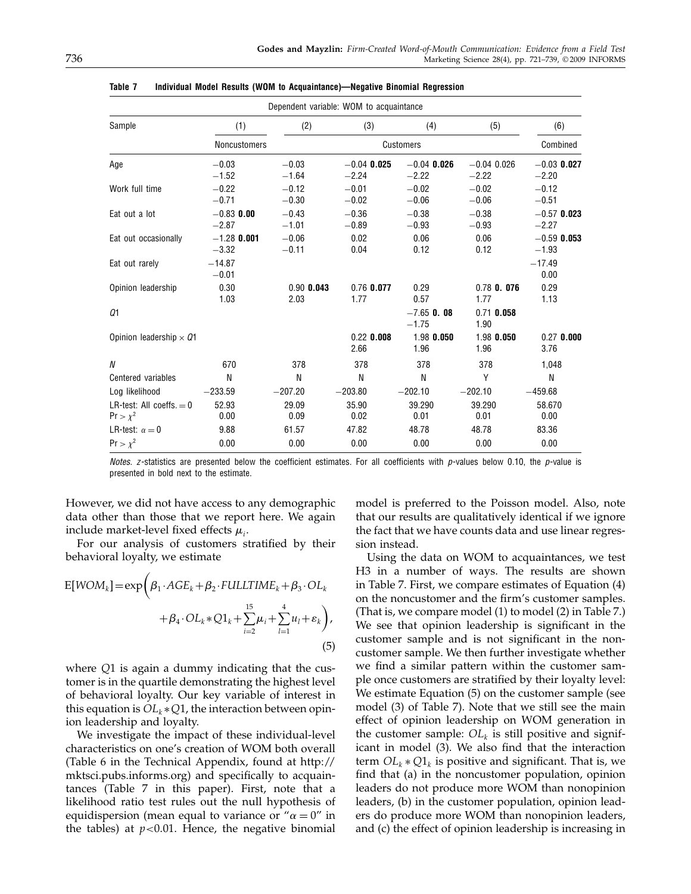**Table 7 Individual Model Results (WOM to Acquaintance)—Negative Binomial Regression**

| | Dependent variable: WOM to acquaintance | | | | | |
|---|---|---|---|---|---|---|
| Sample | (1) | (2) | (3) | (4) | (5) | (6) |
| | Noncustomers | Customers | | | | Combined |
| Age | −0.03 | −0.03 | −0.04 **0.025** | −0.04 **0.026** | −0.04 0.026 | −0.03 **0.027** |
| | −1.52 | −1.64 | −2.24 | −2.22 | −2.22 | −2.20 |
| Work full time | −0.22 | −0.12 | −0.01 | −0.02 | −0.02 | −0.12 |
| | −0.71 | −0.30 | −0.02 | −0.06 | −0.06 | −0.51 |
| Eat out a lot | −0.83 **0.00** | −0.43 | −0.36 | −0.38 | −0.38 | −0.57 **0.023** |
| | −2.87 | −1.01 | −0.89 | −0.93 | −0.93 | −2.27 |
| Eat out occasionally | −1.28 **0.001** | −0.06 | 0.02 | 0.06 | 0.06 | −0.59 **0.053** |
| | −3.32 | −0.11 | 0.04 | 0.12 | 0.12 | −1.93 |
| Eat out rarely | −14.87 | | | | | −17.49 |
| | −0.01 | | | | | 0.00 |
| Opinion leadership | 0.30 | 0.90 **0.043** | 0.76 **0.077** | 0.29 | 0.78 **0. 076** | 0.29 |
| | 1.03 | 2.03 | 1.77 | 0.57 | 1.77 | 1.13 |
| $Q1$ | | | | −7.65 **0. 08** | 0.71 **0.058** | |
| | | | | −1.75 | 1.90 | |
| Opinion leadership × $Q1$ | | | 0.22 **0.008** | 1.98 **0.050** | 1.98 **0.050** | 0.27 **0.000** |
| | | | 2.66 | 1.96 | 1.96 | 3.76 |
| $N$ | 670 | 378 | 378 | 378 | 378 | 1,048 |
| Centered variables | N | N | N | N | Y | N |
| Log likelihood | −233.59 | −207.20 | −203.80 | −202.10 | −202.10 | −459.68 |
| LR-test: All coeffs. = 0 | 52.93 | 29.09 | 35.90 | 39.290 | 39.290 | 58.670 |
| $\Pr > \chi^2$ | 0.00 | 0.09 | 0.02 | 0.01 | 0.01 | 0.00 |
| LR-test: $\alpha = 0$ | 9.88 | 61.57 | 47.82 | 48.78 | 48.78 | 83.36 |
| $\Pr > \chi^2$ | 0.00 | 0.00 | 0.00 | 0.00 | 0.00 | 0.00 |

*Notes.* $z$-statistics are presented below the coefficient estimates. For all coefficients with $p$-values below 0.10, the $p$-value is presented in bold next to the estimate.

However, we did not have access to any demographic data other than those that we report here. We again include market-level fixed effects $\mu_i$.

For our analysis of customers stratified by their behavioral loyalty, we estimate

$$E[WOM_k] = \exp\left(\beta_1 \cdot AGE_k + \beta_2 \cdot FULLTIME_k + \beta_3 \cdot OL_k + \beta_4 \cdot OL_k * Q1_k + \sum_{i=2}^{15} \mu_i + \sum_{l=1}^{4} u_l + \varepsilon_k\right), \tag{5}$$

where $Q1$ is again a dummy indicating that the customer is in the quartile demonstrating the highest level of behavioral loyalty. Our key variable of interest in this equation is $OL_k * Q1$, the interaction between opinion leadership and loyalty.

We investigate the impact of these individual-level characteristics on one's creation of WOM both overall (Table 6 in the Technical Appendix, found at http://mktsci.pubs.informs.org) and specifically to acquaintances (Table 7 in this paper). First, note that a likelihood ratio test rules out the null hypothesis of equidispersion (mean equal to variance or "$\alpha = 0$" in the tables) at $p<0.01$. Hence, the negative binomial model is preferred to the Poisson model. Also, note that our results are qualitatively identical if we ignore the fact that we have counts data and use linear regression instead.

Using the data on WOM to acquaintances, we test H3 in a number of ways. The results are shown in Table 7. First, we compare estimates of Equation (4) on the noncustomer and the firm's customer samples. (That is, we compare model (1) to model (2) in Table 7.) We see that opinion leadership is significant in the customer sample and is not significant in the noncustomer sample. We then further investigate whether we find a similar pattern within the customer sample once customers are stratified by their loyalty level: We estimate Equation (5) on the customer sample (see model (3) of Table 7). Note that we still see the main effect of opinion leadership on WOM generation in the customer sample: $OL_k$ is still positive and significant in model (3). We also find that the interaction term $OL_k * Q1_k$ is positive and significant. That is, we find that (a) in the noncustomer population, opinion leaders do not produce more WOM than nonopinion leaders, (b) in the customer population, opinion leaders do produce more WOM than nonopinion leaders, and (c) the effect of opinion leadership is increasing in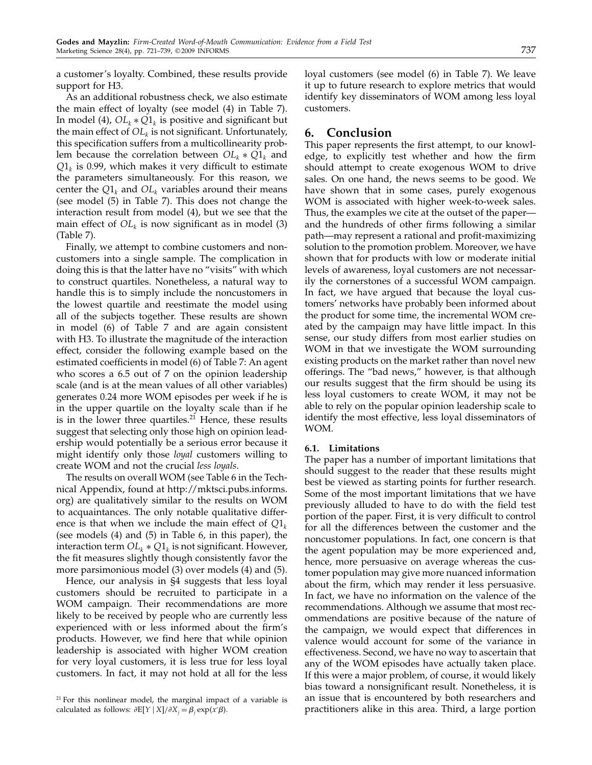a customer's loyalty. Combined, these results provide support for H3.

As an additional robustness check, we also estimate the main effect of loyalty (see model (4) in Table 7). In model (4), $OL_k * Q1_k$ is positive and significant but the main effect of $OL_k$ is not significant. Unfortunately, this specification suffers from a multicollinearity problem because the correlation between $OL_k * Q1_k$ and $Q1_k$ is 0.99, which makes it very difficult to estimate the parameters simultaneously. For this reason, we center the $Q1_k$ and $OL_k$ variables around their means (see model (5) in Table 7). This does not change the interaction result from model (4), but we see that the main effect of $OL_k$ is now significant as in model (3) (Table 7).

Finally, we attempt to combine customers and noncustomers into a single sample. The complication in doing this is that the latter have no "visits" with which to construct quartiles. Nonetheless, a natural way to handle this is to simply include the noncustomers in the lowest quartile and reestimate the model using all of the subjects together. These results are shown in model (6) of Table 7 and are again consistent with H3. To illustrate the magnitude of the interaction effect, consider the following example based on the estimated coefficients in model (6) of Table 7: An agent who scores a 6.5 out of 7 on the opinion leadership scale (and is at the mean values of all other variables) generates 0.24 more WOM episodes per week if he is in the upper quartile on the loyalty scale than if he is in the lower three quartiles.[21] Hence, these results suggest that selecting only those high on opinion leadership would potentially be a serious error because it might identify only those *loyal* customers willing to create WOM and not the crucial *less loyals*.

The results on overall WOM (see Table 6 in the Technical Appendix, found at http://mktsci.pubs.informs.org) are qualitatively similar to the results on WOM to acquaintances. The only notable qualitative difference is that when we include the main effect of $Q1_k$ (see models (4) and (5) in Table 6, in this paper), the interaction term $OL_k * Q1_k$ is not significant. However, the fit measures slightly though consistently favor the more parsimonious model (3) over models (4) and (5).

Hence, our analysis in §4 suggests that less loyal customers should be recruited to participate in a WOM campaign. Their recommendations are more likely to be received by people who are currently less experienced with or less informed about the firm's products. However, we find here that while opinion leadership is associated with higher WOM creation for very loyal customers, it is less true for less loyal customers. In fact, it may not hold at all for the less loyal customers (see model (6) in Table 7). We leave it up to future research to explore metrics that would identify key disseminators of WOM among less loyal customers.

## 6. Conclusion

This paper represents the first attempt, to our knowledge, to explicitly test whether and how the firm should attempt to create exogenous WOM to drive sales. On one hand, the news seems to be good. We have shown that in some cases, purely exogenous WOM is associated with higher week-to-week sales. Thus, the examples we cite at the outset of the paper—and the hundreds of other firms following a similar path—may represent a rational and profit-maximizing solution to the promotion problem. Moreover, we have shown that for products with low or moderate initial levels of awareness, loyal customers are not necessarily the cornerstones of a successful WOM campaign. In fact, we have argued that because the loyal customers' networks have probably been informed about the product for some time, the incremental WOM created by the campaign may have little impact. In this sense, our study differs from most earlier studies on WOM in that we investigate the WOM surrounding existing products on the market rather than novel new offerings. The "bad news," however, is that although our results suggest that the firm should be using its less loyal customers to create WOM, it may not be able to rely on the popular opinion leadership scale to identify the most effective, less loyal disseminators of WOM.

### 6.1. Limitations

The paper has a number of important limitations that should suggest to the reader that these results might best be viewed as starting points for further research. Some of the most important limitations that we have previously alluded to have to do with the field test portion of the paper. First, it is very difficult to control for all the differences between the customer and the noncustomer populations. In fact, one concern is that the agent population may be more experienced and, hence, more persuasive on average whereas the customer population may give more nuanced information about the firm, which may render it less persuasive. In fact, we have no information on the valence of the recommendations. Although we assume that most recommendations are positive because of the nature of the campaign, we would expect that differences in valence would account for some of the variance in effectiveness. Second, we have no way to ascertain that any of the WOM episodes have actually taken place. If this were a major problem, of course, it would likely bias toward a nonsignificant result. Nonetheless, it is an issue that is encountered by both researchers and practitioners alike in this area. Third, a large portion

[21] For this nonlinear model, the marginal impact of a variable is calculated as follows: $\partial E[Y \mid X]/\partial X_j = \beta_j \exp(x'\beta)$.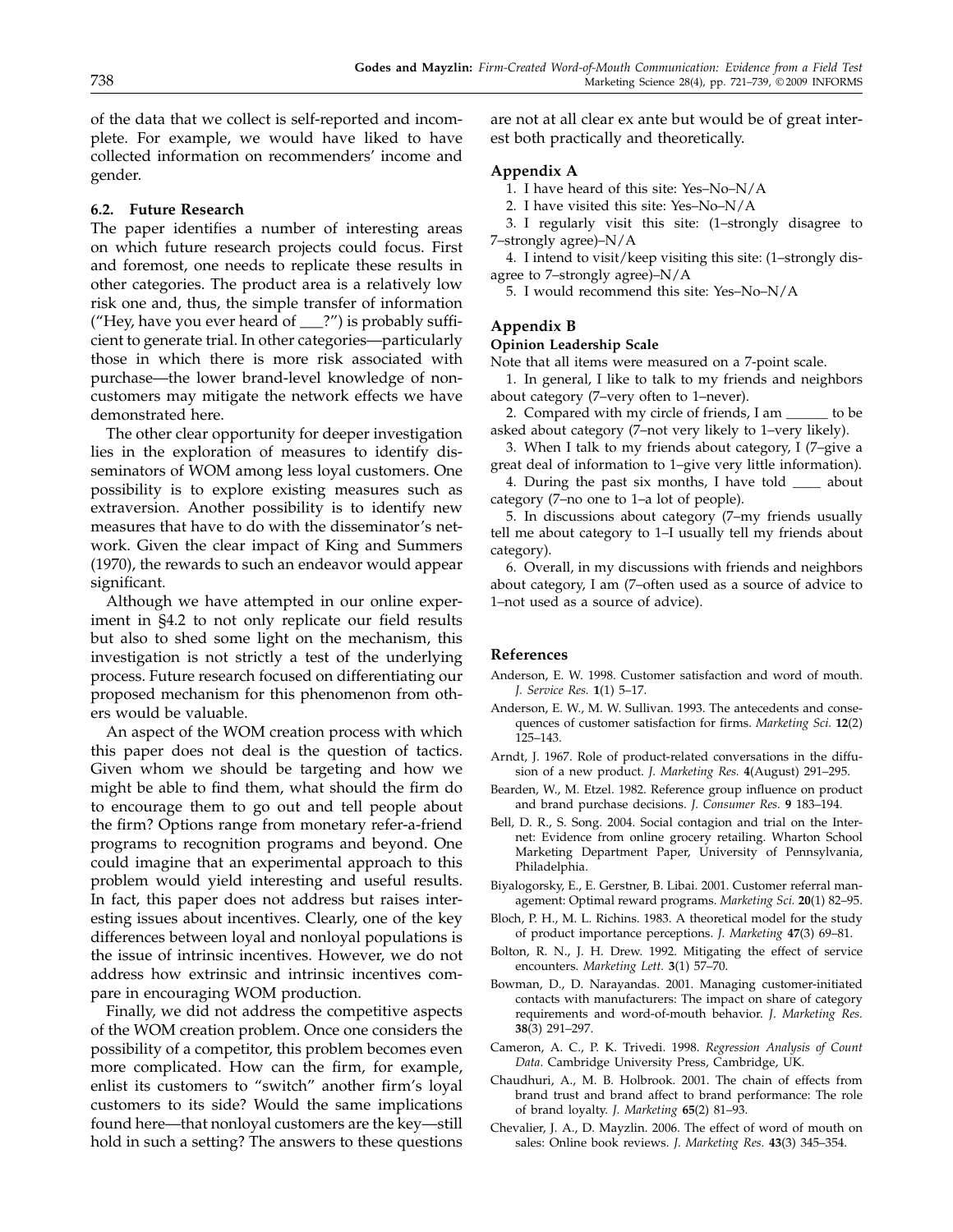of the data that we collect is self-reported and incomplete. For example, we would have liked to have collected information on recommenders' income and gender.

### 6.2. Future Research

The paper identifies a number of interesting areas on which future research projects could focus. First and foremost, one needs to replicate these results in other categories. The product area is a relatively low risk one and, thus, the simple transfer of information ("Hey, have you ever heard of ___?") is probably sufficient to generate trial. In other categories—particularly those in which there is more risk associated with purchase—the lower brand-level knowledge of noncustomers may mitigate the network effects we have demonstrated here.

The other clear opportunity for deeper investigation lies in the exploration of measures to identify disseminators of WOM among less loyal customers. One possibility is to explore existing measures such as extraversion. Another possibility is to identify new measures that have to do with the disseminator's network. Given the clear impact of King and Summers (1970), the rewards to such an endeavor would appear significant.

Although we have attempted in our online experiment in §4.2 to not only replicate our field results but also to shed some light on the mechanism, this investigation is not strictly a test of the underlying process. Future research focused on differentiating our proposed mechanism for this phenomenon from others would be valuable.

An aspect of the WOM creation process with which this paper does not deal is the question of tactics. Given whom we should be targeting and how we might be able to find them, what should the firm do to encourage them to go out and tell people about the firm? Options range from monetary refer-a-friend programs to recognition programs and beyond. One could imagine that an experimental approach to this problem would yield interesting and useful results. In fact, this paper does not address but raises interesting issues about incentives. Clearly, one of the key differences between loyal and nonloyal populations is the issue of intrinsic incentives. However, we do not address how extrinsic and intrinsic incentives compare in encouraging WOM production.

Finally, we did not address the competitive aspects of the WOM creation problem. Once one considers the possibility of a competitor, this problem becomes even more complicated. How can the firm, for example, enlist its customers to "switch" another firm's loyal customers to its side? Would the same implications found here—that nonloyal customers are the key—still hold in such a setting? The answers to these questions are not at all clear ex ante but would be of great interest both practically and theoretically.

## Appendix A

1. I have heard of this site: Yes–No–N/A
2. I have visited this site: Yes–No–N/A
3. I regularly visit this site: (1–strongly disagree to 7–strongly agree)–N/A
4. I intend to visit/keep visiting this site: (1–strongly disagree to 7–strongly agree)–N/A
5. I would recommend this site: Yes–No–N/A

## Appendix B

**Opinion Leadership Scale**

Note that all items were measured on a 7-point scale.

1. In general, I like to talk to my friends and neighbors about category (7–very often to 1–never).
2. Compared with my circle of friends, I am ______ to be asked about category (7–not very likely to 1–very likely).
3. When I talk to my friends about category, I (7–give a great deal of information to 1–give very little information).
4. During the past six months, I have told ____ about category (7–no one to 1–a lot of people).
5. In discussions about category (7–my friends usually tell me about category to 1–I usually tell my friends about category).
6. Overall, in my discussions with friends and neighbors about category, I am (7–often used as a source of advice to 1–not used as a source of advice).

## References

Anderson, E. W. 1998. Customer satisfaction and word of mouth. *J. Service Res.* **1**(1) 5–17.

Anderson, E. W., M. W. Sullivan. 1993. The antecedents and consequences of customer satisfaction for firms. *Marketing Sci.* **12**(2) 125–143.

Arndt, J. 1967. Role of product-related conversations in the diffusion of a new product. *J. Marketing Res.* **4**(August) 291–295.

Bearden, W., M. Etzel. 1982. Reference group influence on product and brand purchase decisions. *J. Consumer Res.* **9** 183–194.

Bell, D. R., S. Song. 2004. Social contagion and trial on the Internet: Evidence from online grocery retailing. Wharton School Marketing Department Paper, University of Pennsylvania, Philadelphia.

Biyalogorsky, E., E. Gerstner, B. Libai. 2001. Customer referral management: Optimal reward programs. *Marketing Sci.* **20**(1) 82–95.

Bloch, P. H., M. L. Richins. 1983. A theoretical model for the study of product importance perceptions. *J. Marketing* **47**(3) 69–81.

Bolton, R. N., J. H. Drew. 1992. Mitigating the effect of service encounters. *Marketing Lett.* **3**(1) 57–70.

Bowman, D., D. Narayandas. 2001. Managing customer-initiated contacts with manufacturers: The impact on share of category requirements and word-of-mouth behavior. *J. Marketing Res.* **38**(3) 291–297.

Cameron, A. C., P. K. Trivedi. 1998. *Regression Analysis of Count Data*. Cambridge University Press, Cambridge, UK.

Chaudhuri, A., M. B. Holbrook. 2001. The chain of effects from brand trust and brand affect to brand performance: The role of brand loyalty. *J. Marketing* **65**(2) 81–93.

Chevalier, J. A., D. Mayzlin. 2006. The effect of word of mouth on sales: Online book reviews. *J. Marketing Res.* **43**(3) 345–354.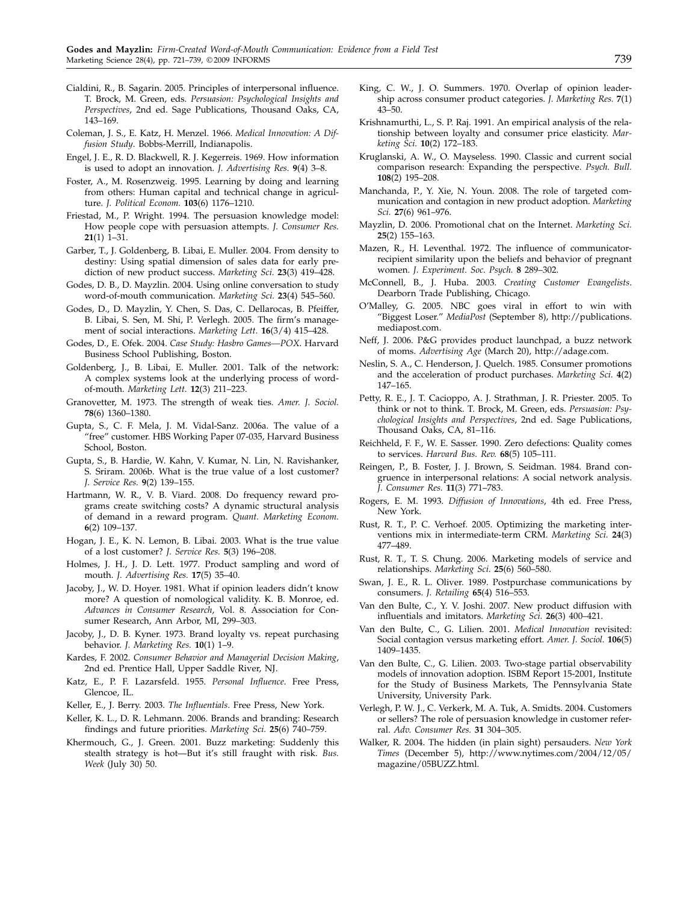Cialdini, R., B. Sagarin. 2005. Principles of interpersonal influence. T. Brock, M. Green, eds. *Persuasion: Psychological Insights and Perspectives*, 2nd ed. Sage Publications, Thousand Oaks, CA, 143–169.

Coleman, J. S., E. Katz, H. Menzel. 1966. *Medical Innovation: A Diffusion Study*. Bobbs-Merrill, Indianapolis.

Engel, J. E., R. D. Blackwell, R. J. Kegerreis. 1969. How information is used to adopt an innovation. *J. Advertising Res.* **9**(4) 3–8.

Foster, A., M. Rosenzweig. 1995. Learning by doing and learning from others: Human capital and technical change in agriculture. *J. Political Econom.* **103**(6) 1176–1210.

Friestad, M., P. Wright. 1994. The persuasion knowledge model: How people cope with persuasion attempts. *J. Consumer Res.* **21**(1) 1–31.

Garber, T., J. Goldenberg, B. Libai, E. Muller. 2004. From density to destiny: Using spatial dimension of sales data for early prediction of new product success. *Marketing Sci.* **23**(3) 419–428.

Godes, D. B., D. Mayzlin. 2004. Using online conversation to study word-of-mouth communication. *Marketing Sci.* **23**(4) 545–560.

Godes, D., D. Mayzlin, Y. Chen, S. Das, C. Dellarocas, B. Pfeiffer, B. Libai, S. Sen, M. Shi, P. Verlegh. 2005. The firm's management of social interactions. *Marketing Lett.* **16**(3/4) 415–428.

Godes, D., E. Ofek. 2004. *Case Study: Hasbro Games—POX*. Harvard Business School Publishing, Boston.

Goldenberg, J., B. Libai, E. Muller. 2001. Talk of the network: A complex systems look at the underlying process of word-of-mouth. *Marketing Lett.* **12**(3) 211–223.

Granovetter, M. 1973. The strength of weak ties. *Amer. J. Sociol.* **78**(6) 1360–1380.

Gupta, S., C. F. Mela, J. M. Vidal-Sanz. 2006a. The value of a "free" customer. HBS Working Paper 07-035, Harvard Business School, Boston.

Gupta, S., B. Hardie, W. Kahn, V. Kumar, N. Lin, N. Ravishanker, S. Sriram. 2006b. What is the true value of a lost customer? *J. Service Res.* **9**(2) 139–155.

Hartmann, W. R., V. B. Viard. 2008. Do frequency reward programs create switching costs? A dynamic structural analysis of demand in a reward program. *Quant. Marketing Econom.* **6**(2) 109–137.

Hogan, J. E., K. N. Lemon, B. Libai. 2003. What is the true value of a lost customer? *J. Service Res.* **5**(3) 196–208.

Holmes, J. H., J. D. Lett. 1977. Product sampling and word of mouth. *J. Advertising Res.* **17**(5) 35–40.

Jacoby, J., W. D. Hoyer. 1981. What if opinion leaders didn't know more? A question of nomological validity. K. B. Monroe, ed. *Advances in Consumer Research*, Vol. 8. Association for Consumer Research, Ann Arbor, MI, 299–303.

Jacoby, J., D. B. Kyner. 1973. Brand loyalty vs. repeat purchasing behavior. *J. Marketing Res.* **10**(1) 1–9.

Kardes, F. 2002. *Consumer Behavior and Managerial Decision Making*, 2nd ed. Prentice Hall, Upper Saddle River, NJ.

Katz, E., P. F. Lazarsfeld. 1955. *Personal Influence*. Free Press, Glencoe, IL.

Keller, E., J. Berry. 2003. *The Influentials*. Free Press, New York.

Keller, K. L., D. R. Lehmann. 2006. Brands and branding: Research findings and future priorities. *Marketing Sci.* **25**(6) 740–759.

Khermouch, G., J. Green. 2001. Buzz marketing: Suddenly this stealth strategy is hot—But it's still fraught with risk. *Bus. Week* (July 30) 50.

King, C. W., J. O. Summers. 1970. Overlap of opinion leadership across consumer product categories. *J. Marketing Res.* **7**(1) 43–50.

Krishnamurthi, L., S. P. Raj. 1991. An empirical analysis of the relationship between loyalty and consumer price elasticity. *Marketing Sci.* **10**(2) 172–183.

Kruglanski, A. W., O. Mayseless. 1990. Classic and current social comparison research: Expanding the perspective. *Psych. Bull.* **108**(2) 195–208.

Manchanda, P., Y. Xie, N. Youn. 2008. The role of targeted communication and contagion in new product adoption. *Marketing Sci.* **27**(6) 961–976.

Mayzlin, D. 2006. Promotional chat on the Internet. *Marketing Sci.* **25**(2) 155–163.

Mazen, R., H. Leventhal. 1972. The influence of communicator-recipient similarity upon the beliefs and behavior of pregnant women. *J. Experiment. Soc. Psych.* **8** 289–302.

McConnell, B., J. Huba. 2003. *Creating Customer Evangelists*. Dearborn Trade Publishing, Chicago.

O'Malley, G. 2005. NBC goes viral in effort to win with "Biggest Loser." *MediaPost* (September 8), http://publications.mediapost.com.

Neff, J. 2006. P&G provides product launchpad, a buzz network of moms. *Advertising Age* (March 20), http://adage.com.

Neslin, S. A., C. Henderson, J. Quelch. 1985. Consumer promotions and the acceleration of product purchases. *Marketing Sci.* **4**(2) 147–165.

Petty, R. E., J. T. Cacioppo, A. J. Strathman, J. R. Priester. 2005. To think or not to think. T. Brock, M. Green, eds. *Persuasion: Psychological Insights and Perspectives*, 2nd ed. Sage Publications, Thousand Oaks, CA, 81–116.

Reichheld, F. F., W. E. Sasser. 1990. Zero defections: Quality comes to services. *Harvard Bus. Rev.* **68**(5) 105–111.

Reingen, P., B. Foster, J. J. Brown, S. Seidman. 1984. Brand congruence in interpersonal relations: A social network analysis. *J. Consumer Res.* **11**(3) 771–783.

Rogers, E. M. 1993. *Diffusion of Innovations*, 4th ed. Free Press, New York.

Rust, R. T., P. C. Verhoef. 2005. Optimizing the marketing interventions mix in intermediate-term CRM. *Marketing Sci.* **24**(3) 477–489.

Rust, R. T., T. S. Chung. 2006. Marketing models of service and relationships. *Marketing Sci.* **25**(6) 560–580.

Swan, J. E., R. L. Oliver. 1989. Postpurchase communications by consumers. *J. Retailing* **65**(4) 516–553.

Van den Bulte, C., Y. V. Joshi. 2007. New product diffusion with influentials and imitators. *Marketing Sci.* **26**(3) 400–421.

Van den Bulte, C., G. Lilien. 2001. *Medical Innovation* revisited: Social contagion versus marketing effort. *Amer. J. Sociol.* **106**(5) 1409–1435.

Van den Bulte, C., G. Lilien. 2003. Two-stage partial observability models of innovation adoption. ISBM Report 15-2001, Institute for the Study of Business Markets, The Pennsylvania State University, University Park.

Verlegh, P. W. J., C. Verkerk, M. A. Tuk, A. Smidts. 2004. Customers or sellers? The role of persuasion knowledge in customer referral. *Adv. Consumer Res.* **31** 304–305.

Walker, R. 2004. The hidden (in plain sight) persauders. *New York Times* (December 5), http://www.nytimes.com/2004/12/05/magazine/05BUZZ.html.